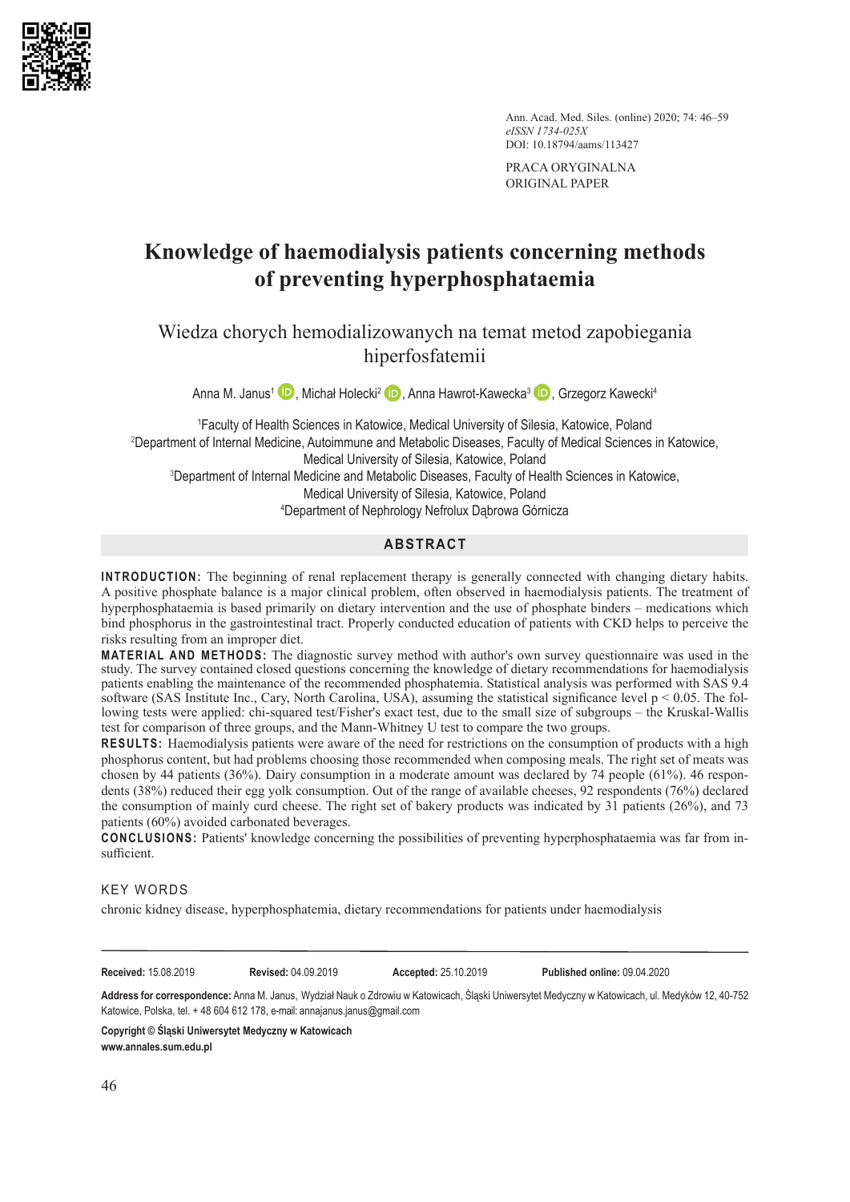Ann. Acad. Med. Siles. (online) 2020; 74: 46–59
*eISSN 1734-025X*
DOI: 10.18794/aams/113427

PRACA ORYGINALNA
ORIGINAL PAPER

# Knowledge of haemodialysis patients concerning methods of preventing hyperphosphataemia

## Wiedza chorych hemodializowanych na temat metod zapobiegania hiperfosfatemii

Anna M. Janus[1], Michał Holecki[2], Anna Hawrot-Kawecka[3], Grzegorz Kawecki[4]

[1]Faculty of Health Sciences in Katowice, Medical University of Silesia, Katowice, Poland
[2]Department of Internal Medicine, Autoimmune and Metabolic Diseases, Faculty of Medical Sciences in Katowice, Medical University of Silesia, Katowice, Poland
[3]Department of Internal Medicine and Metabolic Diseases, Faculty of Health Sciences in Katowice, Medical University of Silesia, Katowice, Poland
[4]Department of Nephrology Nefrolux Dąbrowa Górnicza

## ABSTRACT

**INTRODUCTION:** The beginning of renal replacement therapy is generally connected with changing dietary habits. A positive phosphate balance is a major clinical problem, often observed in haemodialysis patients. The treatment of hyperphosphataemia is based primarily on dietary intervention and the use of phosphate binders – medications which bind phosphorus in the gastrointestinal tract. Properly conducted education of patients with CKD helps to perceive the risks resulting from an improper diet.

**MATERIAL AND METHODS:** The diagnostic survey method with author's own survey questionnaire was used in the study. The survey contained closed questions concerning the knowledge of dietary recommendations for haemodialysis patients enabling the maintenance of the recommended phosphatemia. Statistical analysis was performed with SAS 9.4 software (SAS Institute Inc., Cary, North Carolina, USA), assuming the statistical significance level $p < 0.05$. The following tests were applied: chi-squared test/Fisher's exact test, due to the small size of subgroups – the Kruskal-Wallis test for comparison of three groups, and the Mann-Whitney U test to compare the two groups.

**RESULTS:** Haemodialysis patients were aware of the need for restrictions on the consumption of products with a high phosphorus content, but had problems choosing those recommended when composing meals. The right set of meats was chosen by 44 patients (36%). Dairy consumption in a moderate amount was declared by 74 people (61%). 46 respondents (38%) reduced their egg yolk consumption. Out of the range of available cheeses, 92 respondents (76%) declared the consumption of mainly curd cheese. The right set of bakery products was indicated by 31 patients (26%), and 73 patients (60%) avoided carbonated beverages.

**CONCLUSIONS:** Patients' knowledge concerning the possibilities of preventing hyperphosphataemia was far from insufficient.

### KEY WORDS

chronic kidney disease, hyperphosphatemia, dietary recommendations for patients under haemodialysis

**Received:** 15.08.2019 **Revised:** 04.09.2019 **Accepted:** 25.10.2019 **Published online:** 09.04.2020

**Address for correspondence:** Anna M. Janus, Wydział Nauk o Zdrowiu w Katowicach, Śląski Uniwersytet Medyczny w Katowicach, ul. Medyków 12, 40-752 Katowice, Polska, tel. + 48 604 612 178, e-mail: annajanus.janus@gmail.com

**Copyright © Śląski Uniwersytet Medyczny w Katowicach**
**www.annales.sum.edu.pl**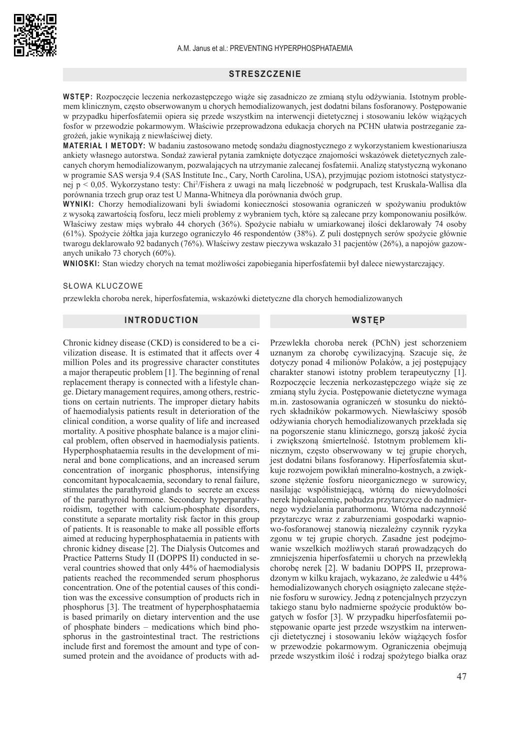## STRESZCZENIE

**WSTĘP:** Rozpoczęcie leczenia nerkozastępczego wiąże się zasadniczo ze zmianą stylu odżywiania. Istotnym problemem klinicznym, często obserwowanym u chorych hemodializowanych, jest dodatni bilans fosforanowy. Postępowanie w przypadku hiperfosfatemii opiera się przede wszystkim na interwencji dietetycznej i stosowaniu leków wiążących fosfor w przewodzie pokarmowym. Właściwie przeprowadzona edukacja chorych na PCHN ułatwia postrzeganie zagrożeń, jakie wynikają z niewłaściwej diety.

**MATERIAŁ I METODY:** W badaniu zastosowano metodę sondażu diagnostycznego z wykorzystaniem kwestionariusza ankiety własnego autorstwa. Sondaż zawierał pytania zamknięte dotyczące znajomości wskazówek dietetycznych zalecanych chorym hemodializowanym, pozwalających na utrzymanie zalecanej fosfatemii. Analizę statystyczną wykonano w programie SAS wersja 9.4 (SAS Institute Inc., Cary, North Carolina, USA), przyjmując poziom istotności statystycznej $p < 0,05$. Wykorzystano testy: $Chi^2$/Fishera z uwagi na małą liczebność w podgrupach, test Kruskala-Wallisa dla porównania trzech grup oraz test U Manna-Whitneya dla porównania dwóch grup.

**WYNIKI:** Chorzy hemodializowani byli świadomi konieczności stosowania ograniczeń w spożywaniu produktów z wysoką zawartością fosforu, lecz mieli problemy z wybraniem tych, które są zalecane przy komponowaniu posiłków. Właściwy zestaw mięs wybrało 44 chorych (36%). Spożycie nabiału w umiarkowanej ilości deklarowały 74 osoby (61%). Spożycie żółtka jaja kurzego ograniczyło 46 respondentów (38%). Z puli dostępnych serów spożycie głównie twarogu deklarowało 92 badanych (76%). Właściwy zestaw pieczywa wskazało 31 pacjentów (26%), a napojów gazowanych unikało 73 chorych (60%).

**WNIOSKI:** Stan wiedzy chorych na temat możliwości zapobiegania hiperfosfatemii był dalece niewystarczający.

### SŁOWA KLUCZOWE

przewlekła choroba nerek, hiperfosfatemia, wskazówki dietetyczne dla chorych hemodializowanych

## INTRODUCTION

Chronic kidney disease (CKD) is considered to be a civilization disease. It is estimated that it affects over 4 million Poles and its progressive character constitutes a major therapeutic problem [1]. The beginning of renal replacement therapy is connected with a lifestyle change. Dietary management requires, among others, restrictions on certain nutrients. The improper dietary habits of haemodialysis patients result in deterioration of the clinical condition, a worse quality of life and increased mortality. A positive phosphate balance is a major clinical problem, often observed in haemodialysis patients. Hyperphosphataemia results in the development of mineral and bone complications, and an increased serum concentration of inorganic phosphorus, intensifying concomitant hypocalcaemia, secondary to renal failure, stimulates the parathyroid glands to secrete an excess of the parathyroid hormone. Secondary hyperparathyroidism, together with calcium-phosphate disorders, constitute a separate mortality risk factor in this group of patients. It is reasonable to make all possible efforts aimed at reducing hyperphosphataemia in patients with chronic kidney disease [2]. The Dialysis Outcomes and Practice Patterns Study II (DOPPS II) conducted in several countries showed that only 44% of haemodialysis patients reached the recommended serum phosphorus concentration. One of the potential causes of this condition was the excessive consumption of products rich in phosphorus [3]. The treatment of hyperphosphataemia is based primarily on dietary intervention and the use of phosphate binders – medications which bind phosphorus in the gastrointestinal tract. The restrictions include first and foremost the amount and type of consumed protein and the avoidance of products with ad-

## WSTĘP

Przewlekła choroba nerek (PChN) jest schorzeniem uznanym za chorobę cywilizacyjną. Szacuje się, że dotyczy ponad 4 milionów Polaków, a jej postępujący charakter stanowi istotny problem terapeutyczny [1]. Rozpoczęcie leczenia nerkozastępczego wiąże się ze zmianą stylu życia. Postępowanie dietetyczne wymaga m.in. zastosowania ograniczeń w stosunku do niektórych składników pokarmowych. Niewłaściwy sposób odżywiania chorych hemodializowanych przekłada się na pogorszenie stanu klinicznego, gorszą jakość życia i zwiększoną śmiertelność. Istotnym problemem klinicznym, często obserwowany w tej grupie chorych, jest dodatni bilans fosforanowy. Hiperfosfatemia skutkuje rozwojem powikłań mineralno-kostnych, a zwiększone stężenie fosforu nieorganicznego w surowicy, nasilając współistniejącą, wtórną do niewydolności nerek hipokalcemię, pobudza przytarczyce do nadmiernego wydzielania parathormonu. Wtórna nadczynność przytarczyc wraz z zaburzeniami gospodarki wapniowo-fosforanowej stanowią niezależny czynnik ryzyka zgonu w tej grupie chorych. Zasadne jest podejmowanie wszelkich możliwych starań prowadzących do zmniejszenia hiperfosfatemii u chorych na przewlekłą chorobę nerek [2]. W badaniu DOPPS II, przeprowadzonym w kilku krajach, wykazano, że zaledwie u 44% hemodializowanych chorych osiągnięto zalecane stężenie fosforu w surowicy. Jedną z potencjalnych przyczyn takiego stanu było nadmierne spożycie produktów bogatych w fosfor [3]. W przypadku hiperfosfatemii postępowanie oparte jest przede wszystkim na interwencji dietetycznej i stosowaniu leków wiążących fosfor w przewodzie pokarmowym. Ograniczenia obejmują przede wszystkim ilość i rodzaj spożytego białka oraz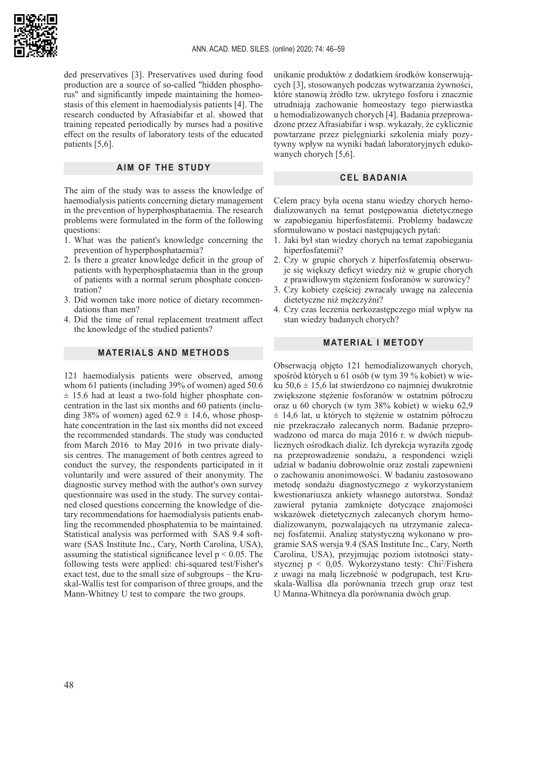ded preservatives [3]. Preservatives used during food production are a source of so-called "hidden phosphorus" and significantly impede maintaining the homeostasis of this element in haemodialysis patients [4]. The research conducted by Afrasiabifar et al. showed that training repeated periodically by nurses had a positive effect on the results of laboratory tests of the educated patients [5,6].

## AIM OF THE STUDY

The aim of the study was to assess the knowledge of haemodialysis patients concerning dietary management in the prevention of hyperphosphataemia. The research problems were formulated in the form of the following questions:

1. What was the patient's knowledge concerning the prevention of hyperphosphataemia?
2. Is there a greater knowledge deficit in the group of patients with hyperphosphataemia than in the group of patients with a normal serum phosphate concentration?
3. Did women take more notice of dietary recommendations than men?
4. Did the time of renal replacement treatment affect the knowledge of the studied patients?

## MATERIALS AND METHODS

121 haemodialysis patients were observed, among whom 61 patients (including 39% of women) aged 50.6 ± 15.6 had at least a two-fold higher phosphate concentration in the last six months and 60 patients (including 38% of women) aged 62.9 ± 14.6, whose phosphate concentration in the last six months did not exceed the recommended standards. The study was conducted from March 2016 to May 2016 in two private dialysis centres. The management of both centres agreed to conduct the survey, the respondents participated in it voluntarily and were assured of their anonymity. The diagnostic survey method with the author's own survey questionnaire was used in the study. The survey contained closed questions concerning the knowledge of dietary recommendations for haemodialysis patients enabling the recommended phosphatemia to be maintained. Statistical analysis was performed with SAS 9.4 software (SAS Institute Inc., Cary, North Carolina, USA), assuming the statistical significance level $p < 0.05$. The following tests were applied: chi-squared test/Fisher's exact test, due to the small size of subgroups – the Kruskal-Wallis test for comparison of three groups, and the Mann-Whitney U test to compare the two groups.

unikanie produktów z dodatkiem środków konserwujących [3], stosowanych podczas wytwarzania żywności, które stanowią źródło tzw. ukrytego fosforu i znacznie utrudniają zachowanie homeostazy tego pierwiastka u hemodializowanych chorych [4]. Badania przeprowadzone przez Afrasiabifar i wsp. wykazały, że cyklicznie powtarzane przez pielęgniarki szkolenia miały pozytywny wpływ na wyniki badań laboratoryjnych edukowanych chorych [5,6].

## CEL BADANIA

Celem pracy była ocena stanu wiedzy chorych hemodializowanych na temat postępowania dietetycznego w zapobieganiu hiperfosfatemii. Problemy badawcze sformułowano w postaci następujących pytań:

1. Jaki był stan wiedzy chorych na temat zapobiegania hiperfosfatemii?
2. Czy w grupie chorych z hiperfosfatemią obserwuje się większy deficyt wiedzy niż w grupie chorych z prawidłowym stężeniem fosforanów w surowicy?
3. Czy kobiety częściej zwracały uwagę na zalecenia dietetyczne niż mężczyźni?
4. Czy czas leczenia nerkozastępczego miał wpływ na stan wiedzy badanych chorych?

## MATERIAŁ I METODY

Obserwacją objęto 121 hemodializowanych chorych, spośród których u 61 osób (w tym 39 % kobiet) w wieku 50,6 ± 15,6 lat stwierdzono co najmniej dwukrotnie zwiększone stężenie fosforanów w ostatnim półroczu oraz u 60 chorych (w tym 38% kobiet) w wieku 62,9 ± 14,6 lat, u których to stężenie w ostatnim półroczu nie przekraczało zalecanych norm. Badanie przeprowadzono od marca do maja 2016 r. w dwóch niepublicznych ośrodkach dializ. Ich dyrekcja wyraziła zgodę na przeprowadzenie sondażu, a respondenci wzięli udział w badaniu dobrowolnie oraz zostali zapewnieni o zachowaniu anonimowości. W badaniu zastosowano metodę sondażu diagnostycznego z wykorzystaniem kwestionariusza ankiety własnego autorstwa. Sondaż zawierał pytania zamknięte dotyczące znajomości wskazówek dietetycznych zalecanych chorym hemodializowanym, pozwalających na utrzymanie zalecanej fosfatemii. Analizę statystyczną wykonano w programie SAS wersja 9.4 (SAS Institute Inc., Cary, North Carolina, USA), przyjmując poziom istotności statystycznej $p < 0{,}05$. Wykorzystano testy: $Chi^2$/Fishera z uwagi na małą liczebność w podgrupach, test Kruskala-Wallisa dla porównania trzech grup oraz test U Manna-Whitneya dla porównania dwóch grup.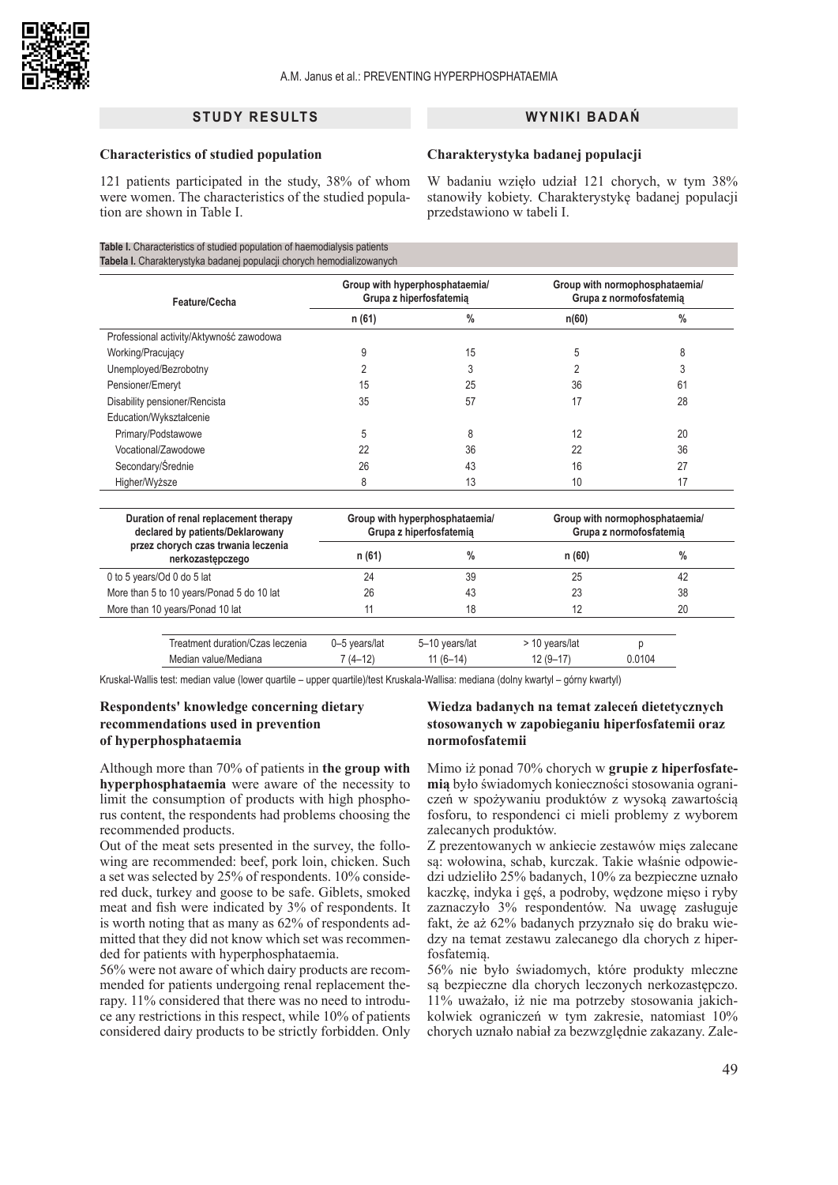## STUDY RESULTS

### Characteristics of studied population

121 patients participated in the study, 38% of whom were women. The characteristics of the studied population are shown in Table I.

## WYNIKI BADAŃ

### Charakterystyka badanej populacji

W badaniu wzięło udział 121 chorych, w tym 38% stanowiły kobiety. Charakterystykę badanej populacji przedstawiono w tabeli I.

**Table I.** Characteristics of studied population of haemodialysis patients
**Tabela I.** Charakterystyka badanej populacji chorych hemodializowanych

| Feature/Cecha | Group with hyperphosphataemia/ Grupa z hiperfosfatemią | | Group with normophosphataemia/ Grupa z normofosfatemią | |
|---|---|---|---|---|
| | n (61) | % | n(60) | % |
| Professional activity/Aktywność zawodowa | | | | |
| Working/Pracujący | 9 | 15 | 5 | 8 |
| Unemployed/Bezrobotny | 2 | 3 | 2 | 3 |
| Pensioner/Emeryt | 15 | 25 | 36 | 61 |
| Disability pensioner/Rencista | 35 | 57 | 17 | 28 |
| Education/Wykształcenie | | | | |
| Primary/Podstawowe | 5 | 8 | 12 | 20 |
| Vocational/Zawodowe | 22 | 36 | 22 | 36 |
| Secondary/Średnie | 26 | 43 | 16 | 27 |
| Higher/Wyższe | 8 | 13 | 10 | 17 |

| Duration of renal replacement therapy declared by patients/Deklarowany przez chorych czas trwania leczenia nerkozastępczego | Group with hyperphosphataemia/ Grupa z hiperfosfatemią | | Group with normophosphataemia/ Grupa z normofosfatemią | |
|---|---|---|---|---|
| | n (61) | % | n (60) | % |
| 0 to 5 years/Od 0 do 5 lat | 24 | 39 | 25 | 42 |
| More than 5 to 10 years/Ponad 5 do 10 lat | 26 | 43 | 23 | 38 |
| More than 10 years/Ponad 10 lat | 11 | 18 | 12 | 20 |

| Treatment duration/Czas leczenia | 0–5 years/lat | 5–10 years/lat | > 10 years/lat | p |
|---|---|---|---|---|
| Median value/Mediana | 7 (4–12) | 11 (6–14) | 12 (9–17) | 0.0104 |

Kruskal-Wallis test: median value (lower quartile – upper quartile)/test Kruskala-Wallisa: mediana (dolny kwartyl – górny kwartyl)

### Respondents' knowledge concerning dietary recommendations used in prevention of hyperphosphataemia

Although more than 70% of patients in **the group with hyperphosphataemia** were aware of the necessity to limit the consumption of products with high phosphorus content, the respondents had problems choosing the recommended products.

Out of the meat sets presented in the survey, the following are recommended: beef, pork loin, chicken. Such a set was selected by 25% of respondents. 10% considered duck, turkey and goose to be safe. Giblets, smoked meat and fish were indicated by 3% of respondents. It is worth noting that as many as 62% of respondents admitted that they did not know which set was recommended for patients with hyperphosphataemia.

56% were not aware of which dairy products are recommended for patients undergoing renal replacement therapy. 11% considered that there was no need to introduce any restrictions in this respect, while 10% of patients considered dairy products to be strictly forbidden. Only

### Wiedza badanych na temat zaleceń dietetycznych stosowanych w zapobieganiu hiperfosfatemii oraz normofosfatemii

Mimo iż ponad 70% chorych w **grupie z hiperfosfatemią** było świadomych konieczności stosowania ograniczeń w spożywaniu produktów z wysoką zawartością fosforu, to respondenci ci mieli problemy z wyborem zalecanych produktów.

Z prezentowanych w ankiecie zestawów mięs zalecane są: wołowina, schab, kurczak. Takie właśnie odpowiedzi udzieliło 25% badanych, 10% za bezpieczne uznało kaczkę, indyka i gęś, a podroby, wędzone mięso i ryby zaznaczyło 3% respondentów. Na uwagę zasługuje fakt, że aż 62% badanych przyznało się do braku wiedzy na temat zestawu zalecanego dla chorych z hiperfosfatemią.

56% nie było świadomych, które produkty mleczne są bezpieczne dla chorych leczonych nerkozastępczo. 11% uważało, iż nie ma potrzeby stosowania jakichkolwiek ograniczeń w tym zakresie, natomiast 10% chorych uznało nabiał za bezwzględnie zakazany. Zale-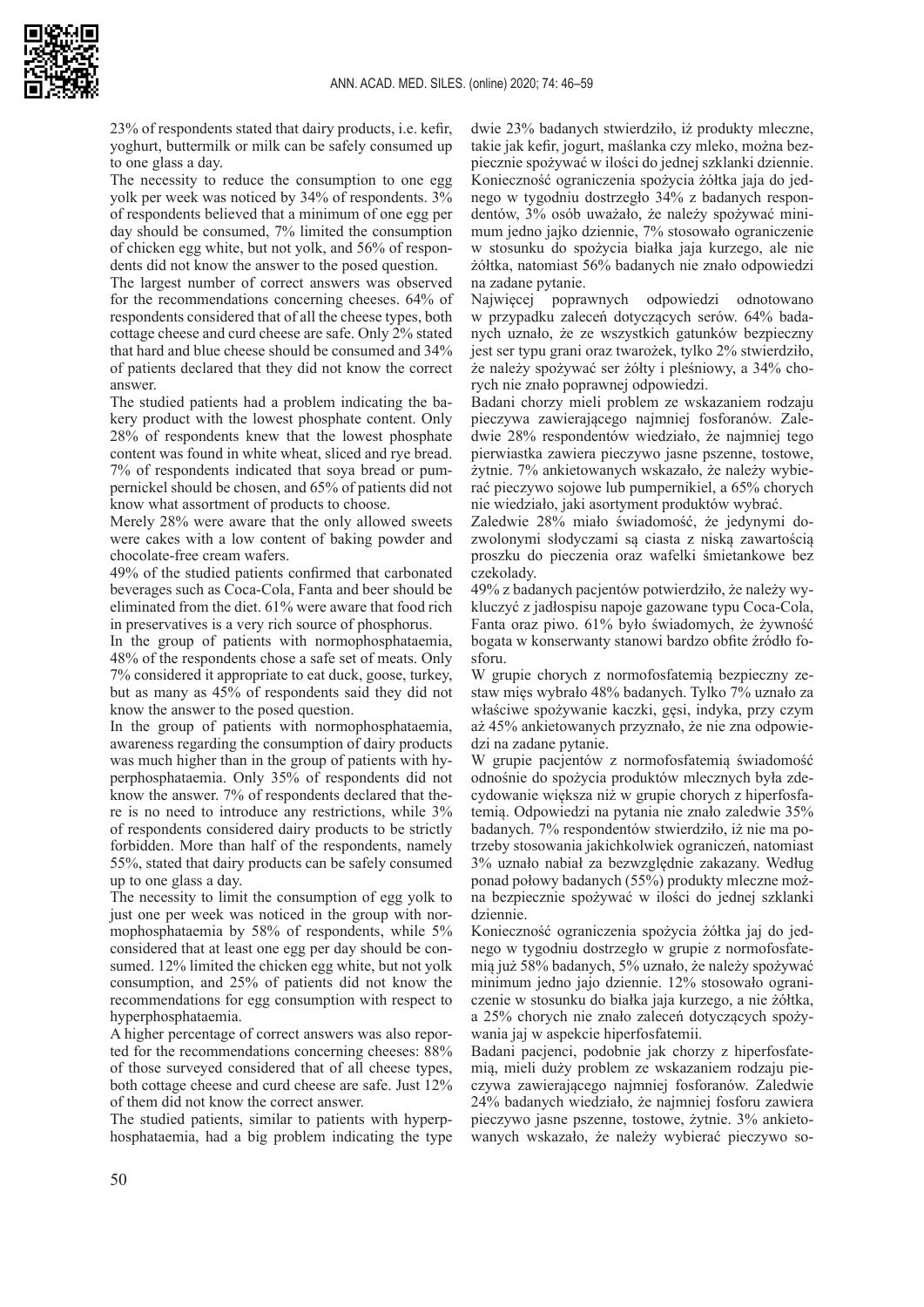23% of respondents stated that dairy products, i.e. kefir, yoghurt, buttermilk or milk can be safely consumed up to one glass a day.

The necessity to reduce the consumption to one egg yolk per week was noticed by 34% of respondents. 3% of respondents believed that a minimum of one egg per day should be consumed, 7% limited the consumption of chicken egg white, but not yolk, and 56% of respondents did not know the answer to the posed question.

The largest number of correct answers was observed for the recommendations concerning cheeses. 64% of respondents considered that of all the cheese types, both cottage cheese and curd cheese are safe. Only 2% stated that hard and blue cheese should be consumed and 34% of patients declared that they did not know the correct answer.

The studied patients had a problem indicating the bakery product with the lowest phosphate content. Only 28% of respondents knew that the lowest phosphate content was found in white wheat, sliced and rye bread. 7% of respondents indicated that soya bread or pumpernickel should be chosen, and 65% of patients did not know what assortment of products to choose.

Merely 28% were aware that the only allowed sweets were cakes with a low content of baking powder and chocolate-free cream wafers.

49% of the studied patients confirmed that carbonated beverages such as Coca-Cola, Fanta and beer should be eliminated from the diet. 61% were aware that food rich in preservatives is a very rich source of phosphorus.

In the group of patients with normophosphataemia, 48% of the respondents chose a safe set of meats. Only 7% considered it appropriate to eat duck, goose, turkey, but as many as 45% of respondents said they did not know the answer to the posed question.

In the group of patients with normophosphataemia, awareness regarding the consumption of dairy products was much higher than in the group of patients with hyperphosphataemia. Only 35% of respondents did not know the answer. 7% of respondents declared that there is no need to introduce any restrictions, while 3% of respondents considered dairy products to be strictly forbidden. More than half of the respondents, namely 55%, stated that dairy products can be safely consumed up to one glass a day.

The necessity to limit the consumption of egg yolk to just one per week was noticed in the group with normophosphataemia by 58% of respondents, while 5% considered that at least one egg per day should be consumed. 12% limited the chicken egg white, but not yolk consumption, and 25% of patients did not know the recommendations for egg consumption with respect to hyperphosphataemia.

A higher percentage of correct answers was also reported for the recommendations concerning cheeses: 88% of those surveyed considered that of all cheese types, both cottage cheese and curd cheese are safe. Just 12% of them did not know the correct answer.

The studied patients, similar to patients with hyperphosphataemia, had a big problem indicating the type

dwie 23% badanych stwierdziło, iż produkty mleczne, takie jak kefir, jogurt, maślanka czy mleko, można bezpiecznie spożywać w ilości do jednej szklanki dziennie.

Konieczność ograniczenia spożycia żółtka jaja do jednego w tygodniu dostrzegło 34% z badanych respondentów, 3% osób uważało, że należy spożywać minimum jedno jajko dziennie, 7% stosowało ograniczenie w stosunku do spożycia białka jaja kurzego, ale nie żółtka, natomiast 56% badanych nie znało odpowiedzi na zadane pytanie.

Najwięcej poprawnych odpowiedzi odnotowano w przypadku zaleceń dotyczących serów. 64% badanych uznało, że ze wszystkich gatunków bezpieczny jest ser typu grani oraz twarożek, tylko 2% stwierdziło, że należy spożywać ser żółty i pleśniowy, a 34% chorych nie znało poprawnej odpowiedzi.

Badani chorzy mieli problem ze wskazaniem rodzaju pieczywa zawierającego najmniej fosforanów. Zaledwie 28% respondentów wiedziało, że najmniej tego pierwiastka zawiera pieczywo jasne pszenne, tostowe, żytnie. 7% ankietowanych wskazało, że należy wybierać pieczywo sojowe lub pumpernikiel, a 65% chorych nie wiedziało, jaki asortyment produktów wybrać.

Zaledwie 28% miało świadomość, że jedynymi dozwolonymi słodyczami są ciasta z niską zawartością proszku do pieczenia oraz wafelki śmietankowe bez czekolady.

49% z badanych pacjentów potwierdziło, że należy wykluczyć z jadłospisu napoje gazowane typu Coca-Cola, Fanta oraz piwo. 61% było świadomych, że żywność bogata w konserwanty stanowi bardzo obfite źródło fosforu.

W grupie chorych z normofosfatemią bezpieczny zestaw mięs wybrało 48% badanych. Tylko 7% uznało za właściwe spożywanie kaczki, gęsi, indyka, przy czym aż 45% ankietowanych przyznało, że nie zna odpowiedzi na zadane pytanie.

W grupie pacjentów z normofosfatemią świadomość odnośnie do spożycia produktów mlecznych była zdecydowanie większa niż w grupie chorych z hiperfosfatemią. Odpowiedzi na pytania nie znało zaledwie 35% badanych. 7% respondentów stwierdziło, iż nie ma potrzeby stosowania jakichkolwiek ograniczeń, natomiast 3% uznało nabiał za bezwzględnie zakazany. Według ponad połowy badanych (55%) produkty mleczne można bezpiecznie spożywać w ilości do jednej szklanki dziennie.

Konieczność ograniczenia spożycia żółtka jaj do jednego w tygodniu dostrzegło w grupie z normofosfatemią już 58% badanych, 5% uznało, że należy spożywać minimum jedno jajo dziennie. 12% stosowało ograniczenie w stosunku do białka jaja kurzego, a nie żółtka, a 25% chorych nie znało zaleceń dotyczących spożywania jaj w aspekcie hiperfosfatemii.

Badani pacjenci, podobnie jak chorzy z hiperfosfatemią, mieli duży problem ze wskazaniem rodzaju pieczywa zawierającego najmniej fosforanów. Zaledwie 24% badanych wiedziało, że najmniej fosforu zawiera pieczywo jasne pszenne, tostowe, żytnie. 3% ankietowanych wskazało, że należy wybierać pieczywo so-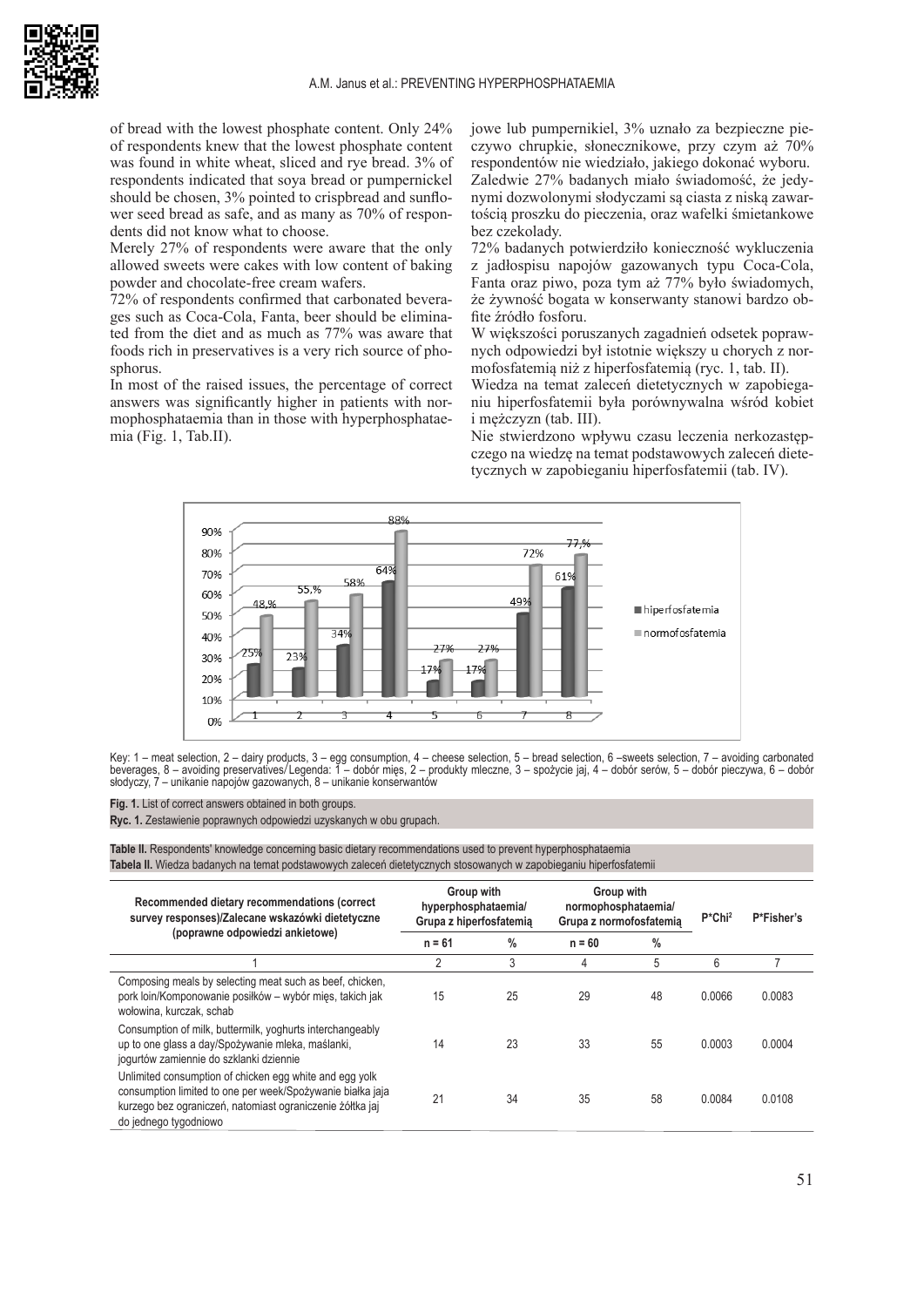of bread with the lowest phosphate content. Only 24% of respondents knew that the lowest phosphate content was found in white wheat, sliced and rye bread. 3% of respondents indicated that soya bread or pumpernickel should be chosen, 3% pointed to crispbread and sunflower seed bread as safe, and as many as 70% of respondents did not know what to choose.

Merely 27% of respondents were aware that the only allowed sweets were cakes with low content of baking powder and chocolate-free cream wafers.

72% of respondents confirmed that carbonated beverages such as Coca-Cola, Fanta, beer should be eliminated from the diet and as much as 77% was aware that foods rich in preservatives is a very rich source of phosphorus.

In most of the raised issues, the percentage of correct answers was significantly higher in patients with normophosphataemia than in those with hyperphosphataemia (Fig. 1, Tab.II).

jowe lub pumpernikiel, 3% uznało za bezpieczne pieczywo chrupkie, słonecznikowe, przy czym aż 70% respondentów nie wiedziało, jakiego dokonać wyboru.

Zaledwie 27% badanych miało świadomość, że jedynymi dozwolonymi słodyczami są ciasta z niską zawartością proszku do pieczenia, oraz wafelki śmietankowe bez czekolady.

72% badanych potwierdziło konieczność wykluczenia z jadłospisu napojów gazowanych typu Coca-Cola, Fanta oraz piwo, poza tym aż 77% było świadomych, że żywność bogata w konserwanty stanowi bardzo obfite źródło fosforu.

W większości poruszanych zagadnień odsetek poprawnych odpowiedzi był istotnie większy u chorych z normofosfatemią niż z hiperfosfatemią (ryc. 1, tab. II).

Wiedza na temat zaleceń dietetycznych w zapobieganiu hiperfosfatemii była porównywalna wśród kobiet i mężczyzn (tab. III).

Nie stwierdzono wpływu czasu leczenia nerkozastępczego na wiedzę na temat podstawowych zaleceń dietetycznych w zapobieganiu hiperfosfatemii (tab. IV).

Key: 1 – meat selection, 2 – dairy products, 3 – egg consumption, 4 – cheese selection, 5 – bread selection, 6 –sweets selection, 7 – avoiding carbonated beverages, 8 – avoiding preservatives/Legenda: 1 – dobór mięs, 2 – produkty mleczne, 3 – spożycie jaj, 4 – dobór serów, 5 – dobór pieczywa, 6 – dobór słodyczy, 7 – unikanie napojów gazowanych, 8 – unikanie konserwantów

**Fig. 1.** List of correct answers obtained in both groups.
**Ryc. 1.** Zestawienie poprawnych odpowiedzi uzyskanych w obu grupach.

**Table II.** Respondents' knowledge concerning basic dietary recommendations used to prevent hyperphosphataemia
**Tabela II.** Wiedza badanych na temat podstawowych zaleceń dietetycznych stosowanych w zapobieganiu hiperfosfatemii

| Recommended dietary recommendations (correct survey responses)/Zalecane wskazówki dietetyczne (poprawne odpowiedzi ankietowe) | Group with hyperphosphataemia/ Grupa z hiperfosfatemią | | Group with normophosphataemia/ Grupa z normofosfatemią | | P*Chi² | P*Fisher's |
|---|---|---|---|---|---|---|
| | n = 61 | % | n = 60 | % | | |
| 1 | 2 | 3 | 4 | 5 | 6 | 7 |
| Composing meals by selecting meat such as beef, chicken, pork loin/Komponowanie posiłków – wybór mięs, takich jak wołowina, kurczak, schab | 15 | 25 | 29 | 48 | 0.0066 | 0.0083 |
| Consumption of milk, buttermilk, yoghurts interchangeably up to one glass a day/Spożywanie mleka, maślanki, jogurtów zamiennie do szklanki dziennie | 14 | 23 | 33 | 55 | 0.0003 | 0.0004 |
| Unlimited consumption of chicken egg white and egg yolk consumption limited to one per week/Spożywanie białka jaja kurzego bez ograniczeń, natomiast ograniczenie żółtka jaj do jednego tygodniowo | 21 | 34 | 35 | 58 | 0.0084 | 0.0108 |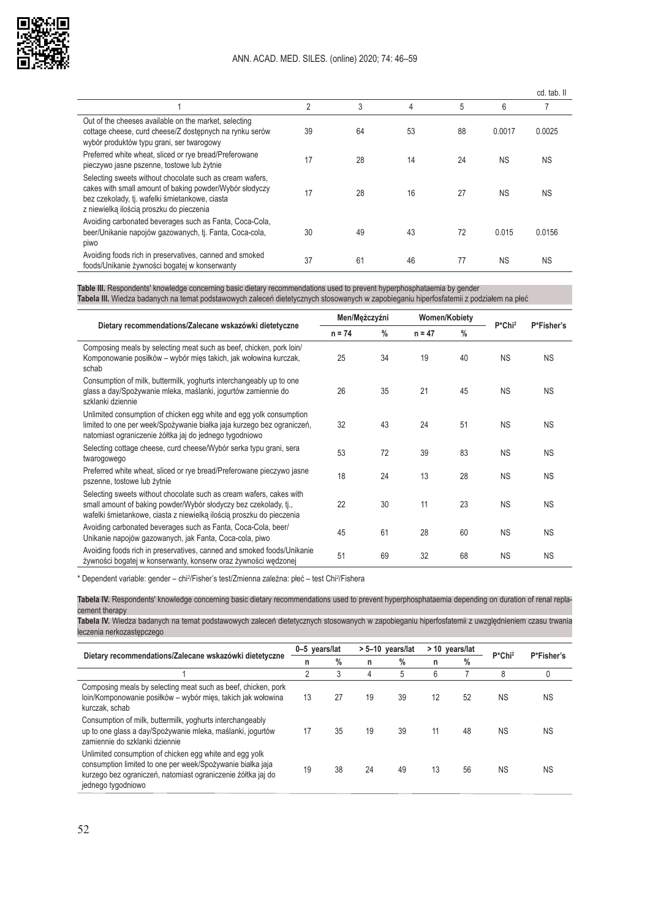cd. tab. II

| 1 | 2 | 3 | 4 | 5 | 6 | 7 |
|---|---|---|---|---|---|---|
| Out of the cheeses available on the market, selecting cottage cheese, curd cheese/Z dostępnych na rynku serów wybór produktów typu grani, ser twarogowy | 39 | 64 | 53 | 88 | 0.0017 | 0.0025 |
| Preferred white wheat, sliced or rye bread/Preferowane pieczywo jasne pszenne, tostowe lub żytnie | 17 | 28 | 14 | 24 | NS | NS |
| Selecting sweets without chocolate such as cream wafers, cakes with small amount of baking powder/Wybór słodyczy bez czekolady, tj. wafelki śmietankowe, ciasta z niewielką ilością proszku do pieczenia | 17 | 28 | 16 | 27 | NS | NS |
| Avoiding carbonated beverages such as Fanta, Coca-Cola, beer/Unikanie napojów gazowanych, tj. Fanta, Coca-cola, piwo | 30 | 49 | 43 | 72 | 0.015 | 0.0156 |
| Avoiding foods rich in preservatives, canned and smoked foods/Unikanie żywności bogatej w konserwanty | 37 | 61 | 46 | 77 | NS | NS |

**Table III.** Respondents' knowledge concerning basic dietary recommendations used to prevent hyperphosphataemia by gender
**Tabela III.** Wiedza badanych na temat podstawowych zaleceń dietetycznych stosowanych w zapobieganiu hiperfosfatemii z podziałem na płeć

| Dietary recommendations/Zalecane wskazówki dietetyczne | Men/Mężczyźni | | Women/Kobiety | | P*Chi² | P*Fisher's |
|---|---|---|---|---|---|---|
| | n = 74 | % | n = 47 | % | | |
| Composing meals by selecting meat such as beef, chicken, pork loin/Komponowanie posiłków – wybór mięs takich, jak wołowina kurczak, schab | 25 | 34 | 19 | 40 | NS | NS |
| Consumption of milk, buttermilk, yoghurts interchangeably up to one glass a day/Spożywanie mleka, maślanki, jogurtów zamiennie do szklanki dziennie | 26 | 35 | 21 | 45 | NS | NS |
| Unlimited consumption of chicken egg white and egg yolk consumption limited to one per week/Spożywanie białka jaja kurzego bez ograniczeń, natomiast ograniczenie żółtka jaj do jednego tygodniowo | 32 | 43 | 24 | 51 | NS | NS |
| Selecting cottage cheese, curd cheese/Wybór serka typu grani, sera twarogowego | 53 | 72 | 39 | 83 | NS | NS |
| Preferred white wheat, sliced or rye bread/Preferowane pieczywo jasne pszenne, tostowe lub żytnie | 18 | 24 | 13 | 28 | NS | NS |
| Selecting sweets without chocolate such as cream wafers, cakes with small amount of baking powder/Wybór słodyczy bez czekolady, tj., wafelki śmietankowe, ciasta z niewielką ilością proszku do pieczenia | 22 | 30 | 11 | 23 | NS | NS |
| Avoiding carbonated beverages such as Fanta, Coca-Cola, beer/Unikanie napojów gazowanych, jak Fanta, Coca-cola, piwo | 45 | 61 | 28 | 60 | NS | NS |
| Avoiding foods rich in preservatives, canned and smoked foods/Unikanie żywności bogatej w konserwanty, konserw oraz żywności wędzonej | 51 | 69 | 32 | 68 | NS | NS |

\* Dependent variable: gender – chi²/Fisher's test/Zmienna zależna: płeć – test Chi²/Fishera

**Tabela IV.** Respondents' knowledge concerning basic dietary recommendations used to prevent hyperphosphataemia depending on duration of renal replacement therapy
**Tabela IV.** Wiedza badanych na temat podstawowych zaleceń dietetycznych stosowanych w zapobieganiu hiperfosfatemii z uwzględnieniem czasu trwania leczenia nerkozastępczego

| Dietary recommendations/Zalecane wskazówki dietetyczne | 0–5 years/lat | | > 5–10 years/lat | | > 10 years/lat | | P*Chi² | P*Fisher's |
|---|---|---|---|---|---|---|---|---|
| | n | % | n | % | n | % | | |
| 1 | 2 | 3 | 4 | 5 | 6 | 7 | 8 | 0 |
| Composing meals by selecting meat such as beef, chicken, pork loin/Komponowanie posiłków – wybór mięs, takich jak wołowina kurczak, schab | 13 | 27 | 19 | 39 | 12 | 52 | NS | NS |
| Consumption of milk, buttermilk, yoghurts interchangeably up to one glass a day/Spożywanie mleka, maślanki, jogurtów zamiennie do szklanki dziennie | 17 | 35 | 19 | 39 | 11 | 48 | NS | NS |
| Unlimited consumption of chicken egg white and egg yolk consumption limited to one per week/Spożywanie białka jaja kurzego bez ograniczeń, natomiast ograniczenie żółtka jaj do jednego tygodniowo | 19 | 38 | 24 | 49 | 13 | 56 | NS | NS |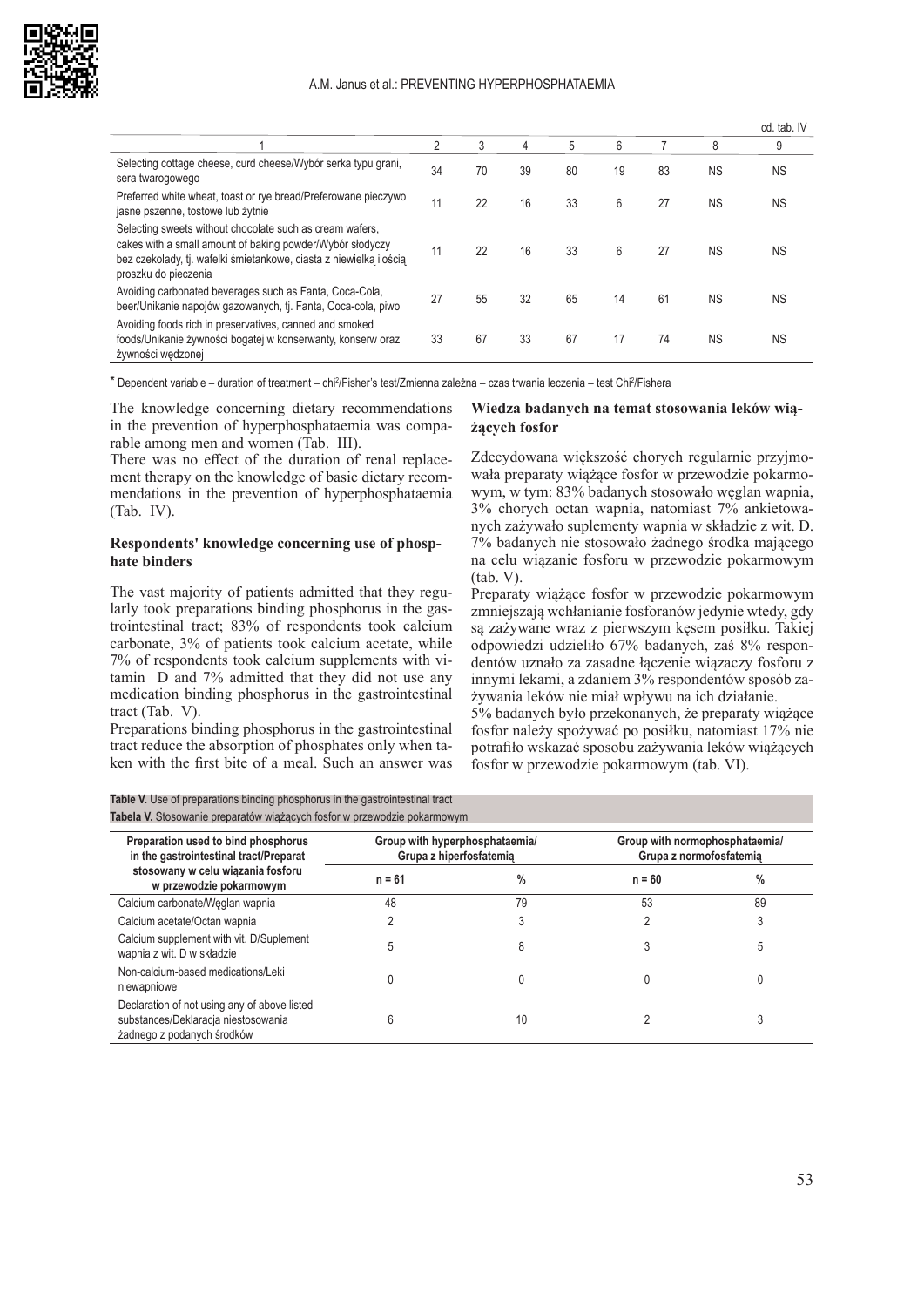cd. tab. IV

| 1 | 2 | 3 | 4 | 5 | 6 | 7 | 8 | 9 |
|---|---|---|---|---|---|---|---|---|
| Selecting cottage cheese, curd cheese/Wybór serka typu grani, sera twarogowego | 34 | 70 | 39 | 80 | 19 | 83 | NS | NS |
| Preferred white wheat, toast or rye bread/Preferowane pieczywo jasne pszenne, tostowe lub żytnie | 11 | 22 | 16 | 33 | 6 | 27 | NS | NS |
| Selecting sweets without chocolate such as cream wafers, cakes with a small amount of baking powder/Wybór słodyczy bez czekolady, tj. wafelki śmietankowe, ciasta z niewielką ilością proszku do pieczenia | 11 | 22 | 16 | 33 | 6 | 27 | NS | NS |
| Avoiding carbonated beverages such as Fanta, Coca-Cola, beer/Unikanie napojów gazowanych, tj. Fanta, Coca-cola, piwo | 27 | 55 | 32 | 65 | 14 | 61 | NS | NS |
| Avoiding foods rich in preservatives, canned and smoked foods/Unikanie żywności bogatej w konserwanty, konserw oraz żywności wędzonej | 33 | 67 | 33 | 67 | 17 | 74 | NS | NS |

* Dependent variable – duration of treatment – chi²/Fisher's test/Zmienna zależna – czas trwania leczenia – test Chi²/Fishera

The knowledge concerning dietary recommendations in the prevention of hyperphosphataemia was comparable among men and women (Tab. III).

There was no effect of the duration of renal replacement therapy on the knowledge of basic dietary recommendations in the prevention of hyperphosphataemia (Tab. IV).

### Respondents' knowledge concerning use of phosphate binders

The vast majority of patients admitted that they regularly took preparations binding phosphorus in the gastrointestinal tract; 83% of respondents took calcium carbonate, 3% of patients took calcium acetate, while 7% of respondents took calcium supplements with vitamin D and 7% admitted that they did not use any medication binding phosphorus in the gastrointestinal tract (Tab. V).

Preparations binding phosphorus in the gastrointestinal tract reduce the absorption of phosphates only when taken with the first bite of a meal. Such an answer was

### Wiedza badanych na temat stosowania leków wiążących fosfor

Zdecydowana większość chorych regularnie przyjmowała preparaty wiążące fosfor w przewodzie pokarmowym, w tym: 83% badanych stosowało węglan wapnia, 3% chorych octan wapnia, natomiast 7% ankietowanych zażywało suplementy wapnia w składzie z wit. D. 7% badanych nie stosowało żadnego środka mającego na celu wiązanie fosforu w przewodzie pokarmowym (tab. V).

Preparaty wiążące fosfor w przewodzie pokarmowym zmniejszają wchłanianie fosforanów jedynie wtedy, gdy są zażywane wraz z pierwszym kęsem posiłku. Takiej odpowiedzi udzieliło 67% badanych, zaś 8% respondentów uznało za zasadne łączenie wiązaczy fosforu z innymi lekami, a zdaniem 3% respondentów sposób zażywania leków nie miał wpływu na ich działanie.

5% badanych było przekonanych, że preparaty wiążące fosfor należy spożywać po posiłku, natomiast 17% nie potrafiło wskazać sposobu zażywania leków wiążących fosfor w przewodzie pokarmowym (tab. VI).

**Table V.** Use of preparations binding phosphorus in the gastrointestinal tract
**Tabela V.** Stosowanie preparatów wiążących fosfor w przewodzie pokarmowym

| Preparation used to bind phosphorus in the gastrointestinal tract/Preparat stosowany w celu wiązania fosforu w przewodzie pokarmowym | Group with hyperphosphataemia/ Grupa z hiperfosfatemią | | Group with normophosphataemia/ Grupa z normofosfatemią | |
|---|---|---|---|---|
| | n = 61 | % | n = 60 | % |
| Calcium carbonate/Węglan wapnia | 48 | 79 | 53 | 89 |
| Calcium acetate/Octan wapnia | 2 | 3 | 2 | 3 |
| Calcium supplement with vit. D/Suplement wapnia z wit. D w składzie | 5 | 8 | 3 | 5 |
| Non-calcium-based medications/Leki niewapniowe | 0 | 0 | 0 | 0 |
| Declaration of not using any of above listed substances/Deklaracja niestosowania żadnego z podanych środków | 6 | 10 | 2 | 3 |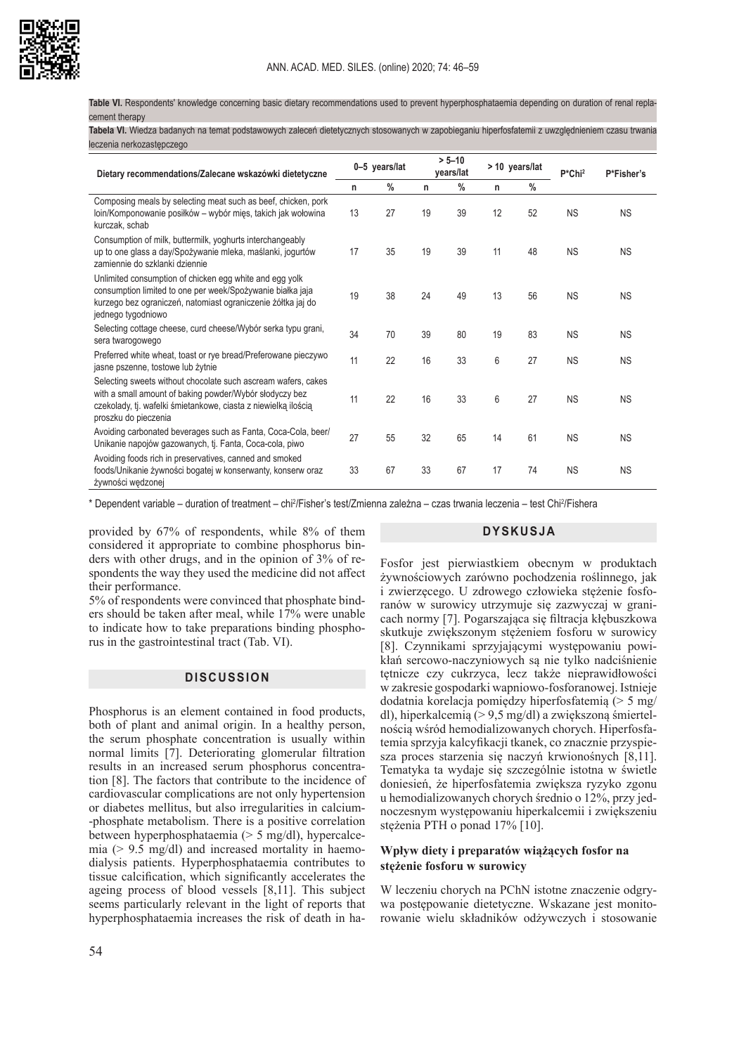**Table VI.** Respondents' knowledge concerning basic dietary recommendations used to prevent hyperphosphataemia depending on duration of renal replacement therapy

**Tabela VI.** Wiedza badanych na temat podstawowych zaleceń dietetycznych stosowanych w zapobieganiu hiperfosfatemii z uwzględnieniem czasu trwania leczenia nerkozastępczego

| Dietary recommendations/Zalecane wskazówki dietetyczne | 0–5 years/lat | | > 5–10 years/lat | | > 10 years/lat | | P*Chi² | P*Fisher's |
|---|---|---|---|---|---|---|---|---|
| | n | % | n | % | n | % | | |
| Composing meals by selecting meat such as beef, chicken, pork loin/Komponowanie posiłków – wybór mięs, takich jak wołowina kurczak, schab | 13 | 27 | 19 | 39 | 12 | 52 | NS | NS |
| Consumption of milk, buttermilk, yoghurts interchangeably up to one glass a day/Spożywanie mleka, maślanki, jogurtów zamiennie do szklanki dziennie | 17 | 35 | 19 | 39 | 11 | 48 | NS | NS |
| Unlimited consumption of chicken egg white and egg yolk consumption limited to one per week/Spożywanie białka jaja kurzego bez ograniczeń, natomiast ograniczenie żółtka jaj do jednego tygodniowo | 19 | 38 | 24 | 49 | 13 | 56 | NS | NS |
| Selecting cottage cheese, curd cheese/Wybór serka typu grani, sera twarogowego | 34 | 70 | 39 | 80 | 19 | 83 | NS | NS |
| Preferred white wheat, toast or rye bread/Preferowane pieczywo jasne pszenne, tostowe lub żytnie | 11 | 22 | 16 | 33 | 6 | 27 | NS | NS |
| Selecting sweets without chocolate such ascream wafers, cakes with a small amount of baking powder/Wybór słodyczy bez czekolady, tj. wafelki śmietankowe, ciasta z niewielką ilością proszku do pieczenia | 11 | 22 | 16 | 33 | 6 | 27 | NS | NS |
| Avoiding carbonated beverages such as Fanta, Coca-Cola, beer/Unikanie napojów gazowanych, tj. Fanta, Coca-cola, piwo | 27 | 55 | 32 | 65 | 14 | 61 | NS | NS |
| Avoiding foods rich in preservatives, canned and smoked foods/Unikanie żywności bogatej w konserwanty, konserw oraz żywności wędzonej | 33 | 67 | 33 | 67 | 17 | 74 | NS | NS |

* Dependent variable – duration of treatment – chi²/Fisher's test/Zmienna zależna – czas trwania leczenia – test Chi²/Fishera

provided by 67% of respondents, while 8% of them considered it appropriate to combine phosphorus binders with other drugs, and in the opinion of 3% of respondents the way they used the medicine did not affect their performance.

5% of respondents were convinced that phosphate binders should be taken after meal, while 17% were unable to indicate how to take preparations binding phosphorus in the gastrointestinal tract (Tab. VI).

## DISCUSSION

Phosphorus is an element contained in food products, both of plant and animal origin. In a healthy person, the serum phosphate concentration is usually within normal limits [7]. Deteriorating glomerular filtration results in an increased serum phosphorus concentration [8]. The factors that contribute to the incidence of cardiovascular complications are not only hypertension or diabetes mellitus, but also irregularities in calcium-phosphate metabolism. There is a positive correlation between hyperphosphataemia (> 5 mg/dl), hypercalcemia (> 9.5 mg/dl) and increased mortality in haemodialysis patients. Hyperphosphataemia contributes to tissue calcification, which significantly accelerates the ageing process of blood vessels [8,11]. This subject seems particularly relevant in the light of reports that hyperphosphataemia increases the risk of death in ha-

## DYSKUSJA

Fosfor jest pierwiastkiem obecnym w produktach żywnościowych zarówno pochodzenia roślinnego, jak i zwierzęcego. U zdrowego człowieka stężenie fosforanów w surowicy utrzymuje się zazwyczaj w granicach normy [7]. Pogarszająca się filtracja kłębuszkowa skutkuje zwiększonym stężeniem fosforu w surowicy [8]. Czynnikami sprzyjającymi występowaniu powikłań sercowo-naczyniowych są nie tylko nadciśnienie tętnicze czy cukrzyca, lecz także nieprawidłowości w zakresie gospodarki wapniowo-fosforanowej. Istnieje dodatnia korelacja pomiędzy hiperfosfatemią (> 5 mg/dl), hiperkalcemią (> 9,5 mg/dl) a zwiększoną śmiertelnością wśród hemodializowanych chorych. Hiperfosfatemia sprzyja kalcyfikacji tkanek, co znacznie przyspiesza proces starzenia się naczyń krwionośnych [8,11]. Tematyka ta wydaje się szczególnie istotna w świetle doniesień, że hiperfosfatemia zwiększa ryzyko zgonu u hemodializowanych chorych średnio o 12%, przy jednoczesnym występowaniu hiperkalcemii i zwiększeniu stężenia PTH o ponad 17% [10].

### Wpływ diety i preparatów wiążących fosfor na stężenie fosforu w surowicy

W leczeniu chorych na PChN istotne znaczenie odgrywa postępowanie dietetyczne. Wskazane jest monitorowanie wielu składników odżywczych i stosowanie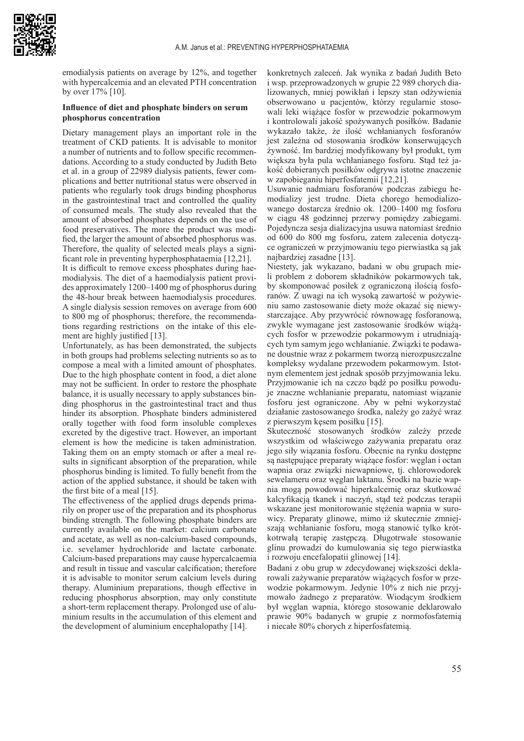emodialysis patients on average by 12%, and together with hypercalcemia and an elevated PTH concentration by over 17% [10].

**Influence of diet and phosphate binders on serum phosphorus concentration**

Dietary management plays an important role in the treatment of CKD patients. It is advisable to monitor a number of nutrients and to follow specific recommendations. According to a study conducted by Judith Beto et al. in a group of 22989 dialysis patients, fewer complications and better nutritional status were observed in patients who regularly took drugs binding phosphorus in the gastrointestinal tract and controlled the quality of consumed meals. The study also revealed that the amount of absorbed phosphates depends on the use of food preservatives. The more the product was modified, the larger the amount of absorbed phosphorus was. Therefore, the quality of selected meals plays a significant role in preventing hyperphosphataemia [12,21].

It is difficult to remove excess phosphates during haemodialysis. The diet of a haemodialysis patient provides approximately 1200–1400 mg of phosphorus during the 48-hour break between haemodialysis procedures. A single dialysis session removes on average from 600 to 800 mg of phosphorus; therefore, the recommendations regarding restrictions on the intake of this element are highly justified [13].

Unfortunately, as has been demonstrated, the subjects in both groups had problems selecting nutrients so as to compose a meal with a limited amount of phosphates. Due to the high phosphate content in food, a diet alone may not be sufficient. In order to restore the phosphate balance, it is usually necessary to apply substances binding phosphorus in the gastrointestinal tract and thus hinder its absorption. Phosphate binders administered orally together with food form insoluble complexes excreted by the digestive tract. However, an important element is how the medicine is taken administration. Taking them on an empty stomach or after a meal results in significant absorption of the preparation, while phosphorus binding is limited. To fully benefit from the action of the applied substance, it should be taken with the first bite of a meal [15].

The effectiveness of the applied drugs depends primarily on proper use of the preparation and its phosphorus binding strength. The following phosphate binders are currently available on the market: calcium carbonate and acetate, as well as non-calcium-based compounds, i.e. sevelamer hydrochloride and lactate carbonate. Calcium-based preparations may cause hypercalcaemia and result in tissue and vascular calcification; therefore it is advisable to monitor serum calcium levels during therapy. Aluminium preparations, though effective in reducing phosphorus absorption, may only constitute a short-term replacement therapy. Prolonged use of aluminium results in the accumulation of this element and the development of aluminium encephalopathy [14].

konkretnych zaleceń. Jak wynika z badań Judith Beto i wsp. przeprowadzonych w grupie 22 989 chorych dializowanych, mniej powikłań i lepszy stan odżywienia obserwowano u pacjentów, którzy regularnie stosowali leki wiążące fosfor w przewodzie pokarmowym i kontrolowali jakość spożywanych posiłków. Badanie wykazało także, że ilość wchłanianych fosforanów jest zależna od stosowania środków konserwujących żywność. Im bardziej modyfikowany był produkt, tym większa była pula wchłanianego fosforu. Stąd też jakość dobieranych posiłków odgrywa istotne znaczenie w zapobieganiu hiperfosfatemii [12,21].

Usuwanie nadmiaru fosforanów podczas zabiegu hemodializy jest trudne. Dieta chorego hemodializowanego dostarcza średnio ok. 1200–1400 mg fosforu w ciągu 48 godzinnej przerwy pomiędzy zabiegami. Pojedyncza sesja dializacyjna usuwa natomiast średnio od 600 do 800 mg fosforu, zatem zalecenia dotyczące ograniczeń w przyjmowaniu tego pierwiastka są jak najbardziej zasadne [13].

Niestety, jak wykazano, badani w obu grupach mieli problem z doborem składników pokarmowych tak, by skomponować posiłek z ograniczoną ilością fosforanów. Z uwagi na ich wysoką zawartość w pożywieniu samo zastosowanie diety może okazać się niewystarczające. Aby przywrócić równowagę fosforanową, zwykle wymagane jest zastosowanie środków wiążących fosfor w przewodzie pokarmowym i utrudniających tym samym jego wchłanianie. Związki te podawane doustnie wraz z pokarmem tworzą nierozpuszczalne kompleksy wydalane przewodem pokarmowym. Istotnym elementem jest jednak sposób przyjmowania leku. Przyjmowanie ich na czczo bądź po posiłku powoduje znaczne wchłanianie preparatu, natomiast wiązanie fosforu jest ograniczone. Aby w pełni wykorzystać działanie zastosowanego środka, należy go zażyć wraz z pierwszym kęsem posiłku [15].

Skuteczność stosowanych środków zależy przede wszystkim od właściwego zażywania preparatu oraz jego siły wiązania fosforu. Obecnie na rynku dostępne są następujące preparaty wiążące fosfor: węglan i octan wapnia oraz związki niewapniowe, tj. chlorowodorek sewelameru oraz węglan laktanu. Środki na bazie wapnia mogą powodować hiperkalcemię oraz skutkować kalcyfikacją tkanek i naczyń, stąd też podczas terapii wskazane jest monitorowanie stężenia wapnia w surowicy. Preparaty glinowe, mimo iż skutecznie zmniejszają wchłanianie fosforu, mogą stanowić tylko krótkotrwałą terapię zastępczą. Długotrwałe stosowanie glinu prowadzi do kumulowania się tego pierwiastka i rozwoju encefalopatii glinowej [14].

Badani z obu grup w zdecydowanej większości deklarowali zażywanie preparatów wiążących fosfor w przewodzie pokarmowym. Jedynie 10% z nich nie przyjmowało żadnego z preparatów. Wiodącym środkiem był węglan wapnia, którego stosowanie deklarowało prawie 90% badanych w grupie z normofosfatemią i niecałe 80% chorych z hiperfosfatemią.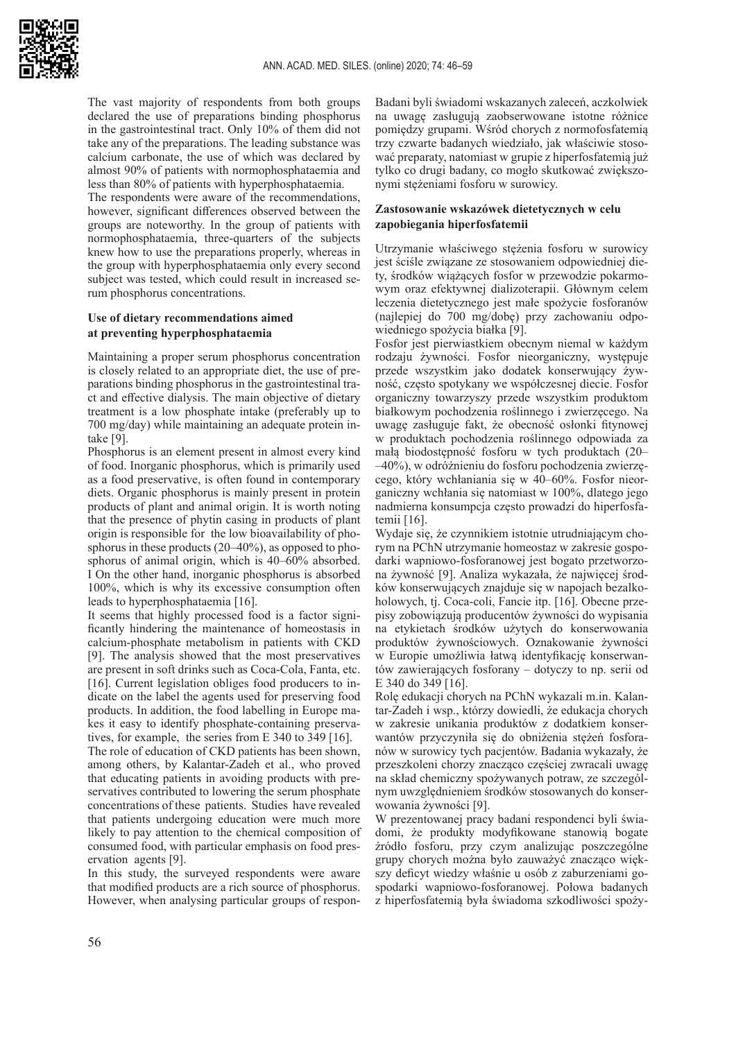The vast majority of respondents from both groups declared the use of preparations binding phosphorus in the gastrointestinal tract. Only 10% of them did not take any of the preparations. The leading substance was calcium carbonate, the use of which was declared by almost 90% of patients with normophosphataemia and less than 80% of patients with hyperphosphataemia.

The respondents were aware of the recommendations, however, significant differences observed between the groups are noteworthy. In the group of patients with normophosphataemia, three-quarters of the subjects knew how to use the preparations properly, whereas in the group with hyperphosphataemia only every second subject was tested, which could result in increased serum phosphorus concentrations.

### Use of dietary recommendations aimed at preventing hyperphosphataemia

Maintaining a proper serum phosphorus concentration is closely related to an appropriate diet, the use of preparations binding phosphorus in the gastrointestinal tract and effective dialysis. The main objective of dietary treatment is a low phosphate intake (preferably up to 700 mg/day) while maintaining an adequate protein intake [9].

Phosphorus is an element present in almost every kind of food. Inorganic phosphorus, which is primarily used as a food preservative, is often found in contemporary diets. Organic phosphorus is mainly present in protein products of plant and animal origin. It is worth noting that the presence of phytin casing in products of plant origin is responsible for the low bioavailability of phosphorus in these products (20–40%), as opposed to phosphorus of animal origin, which is 40–60% absorbed. I On the other hand, inorganic phosphorus is absorbed 100%, which is why its excessive consumption often leads to hyperphosphataemia [16].

It seems that highly processed food is a factor significantly hindering the maintenance of homeostasis in calcium-phosphate metabolism in patients with CKD [9]. The analysis showed that the most preservatives are present in soft drinks such as Coca-Cola, Fanta, etc. [16]. Current legislation obliges food producers to indicate on the label the agents used for preserving food products. In addition, the food labelling in Europe makes it easy to identify phosphate-containing preservatives, for example, the series from E 340 to 349 [16].

The role of education of CKD patients has been shown, among others, by Kalantar-Zadeh et al., who proved that educating patients in avoiding products with preservatives contributed to lowering the serum phosphate concentrations of these patients. Studies have revealed that patients undergoing education were much more likely to pay attention to the chemical composition of consumed food, with particular emphasis on food preservation agents [9].

In this study, the surveyed respondents were aware that modified products are a rich source of phosphorus. However, when analysing particular groups of respon-

Badani byli świadomi wskazanych zaleceń, aczkolwiek na uwagę zasługują zaobserwowane istotne różnice pomiędzy grupami. Wśród chorych z normofosfatemią trzy czwarte badanych wiedziało, jak właściwie stosować preparaty, natomiast w grupie z hiperfosfatemią już tylko co drugi badany, co mogło skutkować zwiększonymi stężeniami fosforu w surowicy.

### Zastosowanie wskazówek dietetycznych w celu zapobiegania hiperfosfatemii

Utrzymanie właściwego stężenia fosforu w surowicy jest ściśle związane ze stosowaniem odpowiedniej diety, środków wiążących fosfor w przewodzie pokarmowym oraz efektywnej dializoterapii. Głównym celem leczenia dietetycznego jest małe spożycie fosforanów (najlepiej do 700 mg/dobę) przy zachowaniu odpowiedniego spożycia białka [9].

Fosfor jest pierwiastkiem obecnym niemal w każdym rodzaju żywności. Fosfor nieorganiczny, występuje przede wszystkim jako dodatek konserwujący żywność, często spotykany we współczesnej diecie. Fosfor organiczny towarzyszy przede wszystkim produktom białkowym pochodzenia roślinnego i zwierzęcego. Na uwagę zasługuje fakt, że obecność osłonki fitynowej w produktach pochodzenia roślinnego odpowiada za małą biodostępność fosforu w tych produktach (20–40%), w odróżnieniu do fosforu pochodzenia zwierzęcego, który wchłaniania się w 40–60%. Fosfor nieorganiczny wchłania się natomiast w 100%, dlatego jego nadmierna konsumpcja często prowadzi do hiperfosfatemii [16].

Wydaje się, że czynnikiem istotnie utrudniającym chorym na PChN utrzymanie homeostaz w zakresie gospodarki wapniowo-fosforanowej jest bogato przetworzona żywność [9]. Analiza wykazała, że najwięcej środków konserwujących znajduje się w napojach bezalkoholowych, tj. Coca-coli, Fancie itp. [16]. Obecne przepisy zobowiązują producentów żywności do wypisania na etykietach środków użytych do konserwowania produktów żywnościowych. Oznakowanie żywności w Europie umożliwia łatwą identyfikację konserwantów zawierających fosforany – dotyczy to np. serii od E 340 do 349 [16].

Rolę edukacji chorych na PChN wykazali m.in. Kalantar-Zadeh i wsp., którzy dowiedli, że edukacja chorych w zakresie unikania produktów z dodatkiem konserwantów przyczyniła się do obniżenia stężeń fosforanów w surowicy tych pacjentów. Badania wykazały, że przeszkoleni chorzy znacząco częściej zwracali uwagę na skład chemiczny spożywanych potraw, ze szczególnym uwzględnieniem środków stosowanych do konserwowania żywności [9].

W prezentowanej pracy badani respondenci byli świadomi, że produkty modyfikowane stanowią bogate źródło fosforu, przy czym analizując poszczególne grupy chorych można było zauważyć znacząco większy deficyt wiedzy właśnie u osób z zaburzeniami gospodarki wapniowo-fosforanowej. Połowa badanych z hiperfosfatemią była świadoma szkodliwości spoży-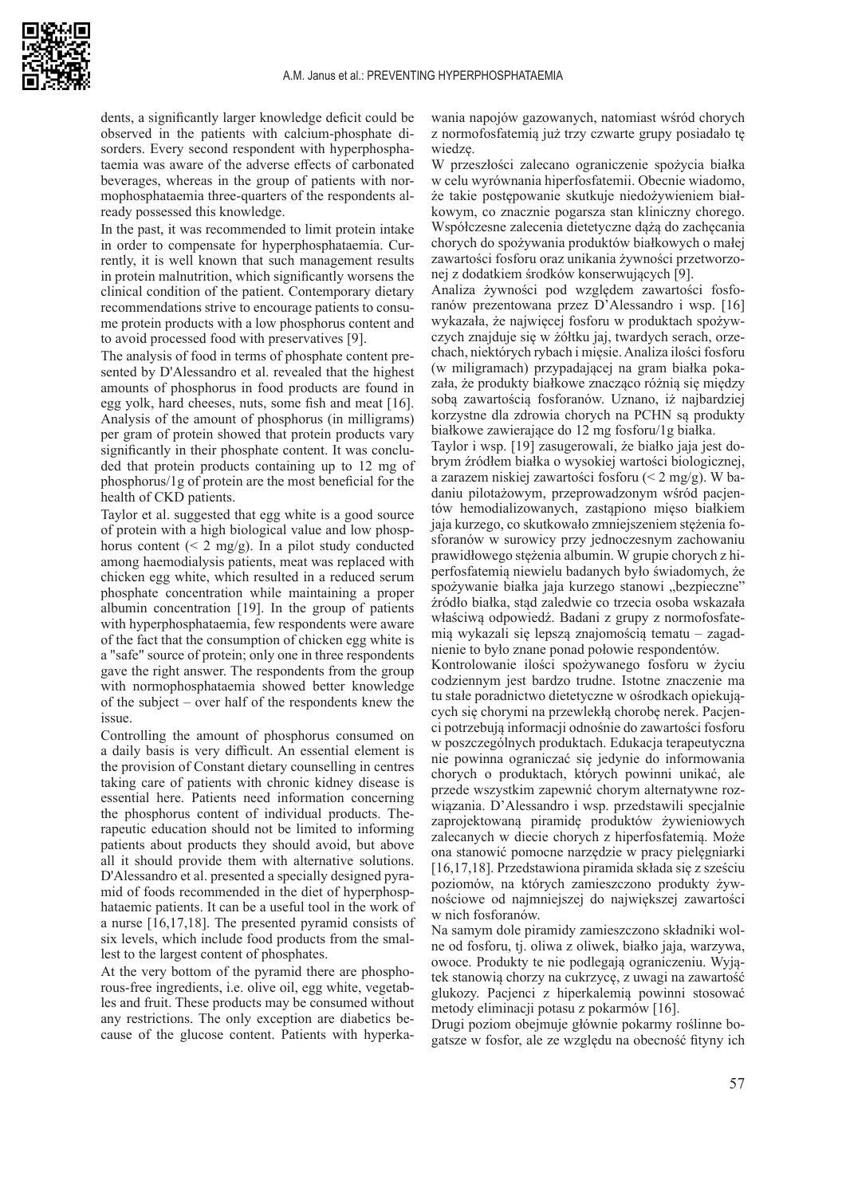dents, a significantly larger knowledge deficit could be observed in the patients with calcium-phosphate disorders. Every second respondent with hyperphosphataemia was aware of the adverse effects of carbonated beverages, whereas in the group of patients with normophosphataemia three-quarters of the respondents already possessed this knowledge.

In the past, it was recommended to limit protein intake in order to compensate for hyperphosphataemia. Currently, it is well known that such management results in protein malnutrition, which significantly worsens the clinical condition of the patient. Contemporary dietary recommendations strive to encourage patients to consume protein products with a low phosphorus content and to avoid processed food with preservatives [9].

The analysis of food in terms of phosphate content presented by D'Alessandro et al. revealed that the highest amounts of phosphorus in food products are found in egg yolk, hard cheeses, nuts, some fish and meat [16]. Analysis of the amount of phosphorus (in milligrams) per gram of protein showed that protein products vary significantly in their phosphate content. It was concluded that protein products containing up to 12 mg of phosphorus/1g of protein are the most beneficial for the health of CKD patients.

Taylor et al. suggested that egg white is a good source of protein with a high biological value and low phosphorus content (< 2 mg/g). In a pilot study conducted among haemodialysis patients, meat was replaced with chicken egg white, which resulted in a reduced serum phosphate concentration while maintaining a proper albumin concentration [19]. In the group of patients with hyperphosphataemia, few respondents were aware of the fact that the consumption of chicken egg white is a "safe" source of protein; only one in three respondents gave the right answer. The respondents from the group with normophosphataemia showed better knowledge of the subject – over half of the respondents knew the issue.

Controlling the amount of phosphorus consumed on a daily basis is very difficult. An essential element is the provision of Constant dietary counselling in centres taking care of patients with chronic kidney disease is essential here. Patients need information concerning the phosphorus content of individual products. Therapeutic education should not be limited to informing patients about products they should avoid, but above all it should provide them with alternative solutions. D'Alessandro et al. presented a specially designed pyramid of foods recommended in the diet of hyperphosphataemic patients. It can be a useful tool in the work of a nurse [16,17,18]. The presented pyramid consists of six levels, which include food products from the smallest to the largest content of phosphates.

At the very bottom of the pyramid there are phosphorous-free ingredients, i.e. olive oil, egg white, vegetables and fruit. These products may be consumed without any restrictions. The only exception are diabetics because of the glucose content. Patients with hyperka-

wania napojów gazowanych, natomiast wśród chorych z normofosfatemią już trzy czwarte grupy posiadało tę wiedzę.

W przeszłości zalecano ograniczenie spożycia białka w celu wyrównania hiperfosfatemii. Obecnie wiadomo, że takie postępowanie skutkuje niedożywieniem białkowym, co znacznie pogarsza stan kliniczny chorego. Współczesne zalecenia dietetyczne dążą do zachęcania chorych do spożywania produktów białkowych o małej zawartości fosforu oraz unikania żywności przetworzonej z dodatkiem środków konserwujących [9].

Analiza żywności pod względem zawartości fosforanów prezentowana przez D'Alessandro i wsp. [16] wykazała, że najwięcej fosforu w produktach spożywczych znajduje się w żółtku jaj, twardych serach, orzechach, niektórych rybach i mięsie. Analiza ilości fosforu (w miligramach) przypadającej na gram białka pokazała, że produkty białkowe znacząco różnią się między sobą zawartością fosforanów. Uznano, iż najbardziej korzystne dla zdrowia chorych na PCHN są produkty białkowe zawierające do 12 mg fosforu/1g białka.

Taylor i wsp. [19] zasugerowali, że białko jaja jest dobrym źródłem białka o wysokiej wartości biologicznej, a zarazem niskiej zawartości fosforu (< 2 mg/g). W badaniu pilotażowym, przeprowadzonym wśród pacjentów hemodializowanych, zastąpiono mięso białkiem jaja kurzego, co skutkowało zmniejszeniem stężenia fosforanów w surowicy przy jednoczesnym zachowaniu prawidłowego stężenia albumin. W grupie chorych z hiperfosfatemią niewielu badanych było świadomych, że spożywanie białka jaja kurzego stanowi „bezpieczne" źródło białka, stąd zaledwie co trzecia osoba wskazała właściwą odpowiedź. Badani z grupy z normofosfatemią wykazali się lepszą znajomością tematu – zagadnienie to było znane ponad połowie respondentów.

Kontrolowanie ilości spożywanego fosforu w życiu codziennym jest bardzo trudne. Istotne znaczenie ma tu stałe poradnictwo dietetyczne w ośrodkach opiekujących się chorymi na przewlekłą chorobę nerek. Pacjenci potrzebują informacji odnośnie do zawartości fosforu w poszczególnych produktach. Edukacja terapeutyczna nie powinna ograniczać się jedynie do informowania chorych o produktach, których powinni unikać, ale przede wszystkim zapewnić chorym alternatywne rozwiązania. D'Alessandro i wsp. przedstawili specjalnie zaprojektowaną piramidę produktów żywieniowych zalecanych w diecie chorych z hiperfosfatemią. Może ona stanowić pomocne narzędzie w pracy pielęgniarki [16,17,18]. Przedstawiona piramida składa się z sześciu poziomów, na których zamieszczono produkty żywnościowe od najmniejszej do największej zawartości w nich fosforanów.

Na samym dole piramidy zamieszczono składniki wolne od fosforu, tj. oliwa z oliwek, białko jaja, warzywa, owoce. Produkty te nie podlegają ograniczeniu. Wyjątek stanowią chorzy na cukrzycę, z uwagi na zawartość glukozy. Pacjenci z hiperkalemią powinni stosować metody eliminacji potasu z pokarmów [16].

Drugi poziom obejmuje głównie pokarmy roślinne bogatsze w fosfor, ale ze względu na obecność fityny ich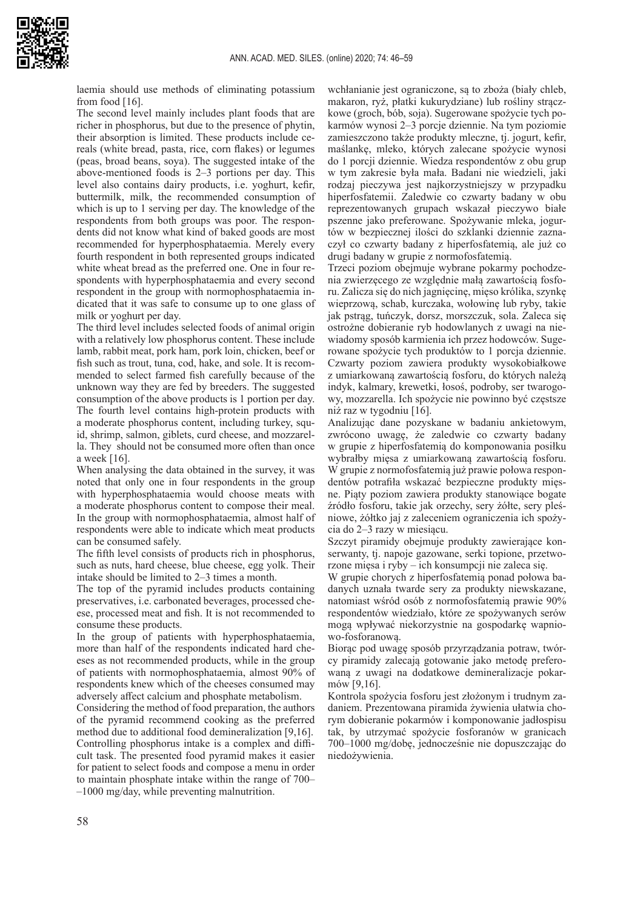laemia should use methods of eliminating potassium from food [16].

The second level mainly includes plant foods that are richer in phosphorus, but due to the presence of phytin, their absorption is limited. These products include cereals (white bread, pasta, rice, corn flakes) or legumes (peas, broad beans, soya). The suggested intake of the above-mentioned foods is 2–3 portions per day. This level also contains dairy products, i.e. yoghurt, kefir, buttermilk, milk, the recommended consumption of which is up to 1 serving per day. The knowledge of the respondents from both groups was poor. The respondents did not know what kind of baked goods are most recommended for hyperphosphataemia. Merely every fourth respondent in both represented groups indicated white wheat bread as the preferred one. One in four respondents with hyperphosphataemia and every second respondent in the group with normophosphataemia indicated that it was safe to consume up to one glass of milk or yoghurt per day.

The third level includes selected foods of animal origin with a relatively low phosphorus content. These include lamb, rabbit meat, pork ham, pork loin, chicken, beef or fish such as trout, tuna, cod, hake, and sole. It is recommended to select farmed fish carefully because of the unknown way they are fed by breeders. The suggested consumption of the above products is 1 portion per day. The fourth level contains high-protein products with a moderate phosphorus content, including turkey, squid, shrimp, salmon, giblets, curd cheese, and mozzarella. They should not be consumed more often than once a week [16].

When analysing the data obtained in the survey, it was noted that only one in four respondents in the group with hyperphosphataemia would choose meats with a moderate phosphorus content to compose their meal. In the group with normophosphataemia, almost half of respondents were able to indicate which meat products can be consumed safely.

The fifth level consists of products rich in phosphorus, such as nuts, hard cheese, blue cheese, egg yolk. Their intake should be limited to 2–3 times a month.

The top of the pyramid includes products containing preservatives, i.e. carbonated beverages, processed cheese, processed meat and fish. It is not recommended to consume these products.

In the group of patients with hyperphosphataemia, more than half of the respondents indicated hard cheeses as not recommended products, while in the group of patients with normophosphataemia, almost 90% of respondents knew which of the cheeses consumed may adversely affect calcium and phosphate metabolism.

Considering the method of food preparation, the authors of the pyramid recommend cooking as the preferred method due to additional food demineralization [9,16].

Controlling phosphorus intake is a complex and difficult task. The presented food pyramid makes it easier for patient to select foods and compose a menu in order to maintain phosphate intake within the range of 700––1000 mg/day, while preventing malnutrition.

wchłanianie jest ograniczone, są to zboża (biały chleb, makaron, ryż, płatki kukurydziane) lub rośliny strączkowe (groch, bób, soja). Sugerowane spożycie tych pokarmów wynosi 2–3 porcje dziennie. Na tym poziomie zamieszczono także produkty mleczne, tj. jogurt, kefir, maślankę, mleko, których zalecane spożycie wynosi do 1 porcji dziennie. Wiedza respondentów z obu grup w tym zakresie była mała. Badani nie wiedzieli, jaki rodzaj pieczywa jest najkorzystniejszy w przypadku hiperfosfatemii. Zaledwie co czwarty badany w obu reprezentowanych grupach wskazał pieczywo białe pszenne jako preferowane. Spożywanie mleka, jogurtów w bezpiecznej ilości do szklanki dziennie zaznaczył co czwarty badany z hiperfosfatemią, ale już co drugi badany w grupie z normofosfatemią.

Trzeci poziom obejmuje wybrane pokarmy pochodzenia zwierzęcego ze względnie małą zawartością fosforu. Zalicza się do nich jagnięcinę, mięso królika, szynkę wieprzową, schab, kurczaka, wołowinę lub ryby, takie jak pstrąg, tuńczyk, dorsz, morszczuk, sola. Zaleca się ostrożne dobieranie ryb hodowlanych z uwagi na niewiadomy sposób karmienia ich przez hodowców. Sugerowane spożycie tych produktów to 1 porcja dziennie. Czwarty poziom zawiera produkty wysokobiałkowe z umiarkowaną zawartością fosforu, do których należą indyk, kalmary, krewetki, łosoś, podroby, ser twarogowy, mozzarella. Ich spożycie nie powinno być częstsze niż raz w tygodniu [16].

Analizując dane pozyskane w badaniu ankietowym, zwrócono uwagę, że zaledwie co czwarty badany w grupie z hiperfosfatemią do komponowania posiłku wybrałby mięsa z umiarkowaną zawartością fosforu. W grupie z normofosfatemią już prawie połowa respondentów potrafiła wskazać bezpieczne produkty mięsne. Piąty poziom zawiera produkty stanowiące bogate źródło fosforu, takie jak orzechy, sery żółte, sery pleśniowe, żółtko jaj z zaleceniem ograniczenia ich spożycia do 2–3 razy w miesiącu.

Szczyt piramidy obejmuje produkty zawierające konserwanty, tj. napoje gazowane, serki topione, przetworzone mięsa i ryby – ich konsumpcji nie zaleca się.

W grupie chorych z hiperfosfatemią ponad połowa badanych uznała twarde sery za produkty niewskazane, natomiast wśród osób z normofosfatemią prawie 90% respondentów wiedziało, które ze spożywanych serów mogą wpływać niekorzystnie na gospodarkę wapniowo-fosforanową.

Biorąc pod uwagę sposób przyrządzania potraw, twórcy piramidy zalecają gotowanie jako metodę preferowaną z uwagi na dodatkowe demineralizacje pokarmów [9,16].

Kontrola spożycia fosforu jest złożonym i trudnym zadaniem. Prezentowana piramida żywienia ułatwia chorym dobieranie pokarmów i komponowanie jadłospisu tak, by utrzymać spożycie fosforanów w granicach 700–1000 mg/dobę, jednocześnie nie dopuszczając do niedożywienia.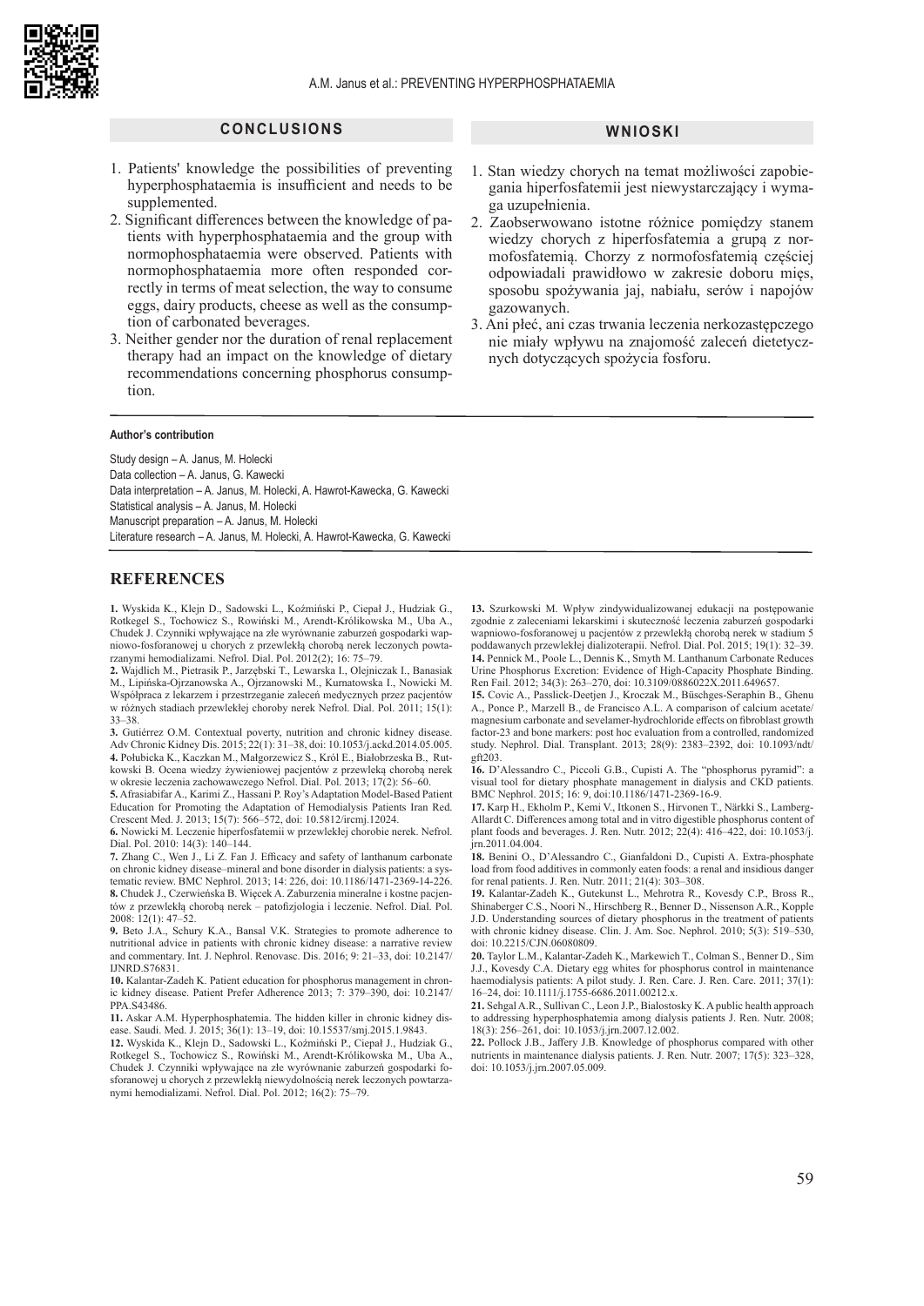## CONCLUSIONS

1. Patients' knowledge the possibilities of preventing hyperphosphataemia is insufficient and needs to be supplemented.
2. Significant differences between the knowledge of patients with hyperphosphataemia and the group with normophosphataemia were observed. Patients with normophosphataemia more often responded correctly in terms of meat selection, the way to consume eggs, dairy products, cheese as well as the consumption of carbonated beverages.
3. Neither gender nor the duration of renal replacement therapy had an impact on the knowledge of dietary recommendations concerning phosphorus consumption.

## WNIOSKI

1. Stan wiedzy chorych na temat możliwości zapobiegania hiperfosfatemii jest niewystarczający i wymaga uzupełnienia.
2. Zaobserwowano istotne różnice pomiędzy stanem wiedzy chorych z hiperfosfatemia a grupą z normofosfatemią. Chorzy z normofosfatemią częściej odpowiadali prawidłowo w zakresie doboru mięs, sposobu spożywania jaj, nabiału, serów i napojów gazowanych.
3. Ani płeć, ani czas trwania leczenia nerkozastępczego nie miały wpływu na znajomość zaleceń dietetycznych dotyczących spożycia fosforu.

**Author's contribution**

Study design – A. Janus, M. Holecki
Data collection – A. Janus, G. Kawecki
Data interpretation – A. Janus, M. Holecki, A. Hawrot-Kawecka, G. Kawecki
Statistical analysis – A. Janus, M. Holecki
Manuscript preparation – A. Janus, M. Holecki
Literature research – A. Janus, M. Holecki, A. Hawrot-Kawecka, G. Kawecki

## REFERENCES

**1.** Wyskida K., Klejn D., Sadowski L., Koźmiński P., Ciepał J., Hudziak G., Rotkegel S., Tochowicz S., Rowiński M., Arendt-Królikowska M., Uba A., Chudek J. Czynniki wpływające na złe wyrównanie zaburzeń gospodarki wapniowo-fosforanowej u chorych z przewlekłą chorobą nerek leczonych powtarzanymi hemodializami. Nefrol. Dial. Pol. 2012(2); 16: 75–79.

**2.** Wajdlich M., Pietrasik P., Jarzębski T., Lewarska I., Olejniczak I., Banasiak M., Lipińska-Ojrzanowska A., Ojrzanowski M., Kurnatowska I., Nowicki M. Współpraca z lekarzem i przestrzeganie zaleceń medycznych przez pacjentów w różnych stadiach przewlekłej choroby nerek Nefrol. Dial. Pol. 2011; 15(1): 33–38.

**3.** Gutiérrez O.M. Contextual poverty, nutrition and chronic kidney disease. Adv Chronic Kidney Dis. 2015; 22(1): 31–38, doi: 10.1053/j.ackd.2014.05.005.

**4.** Połubicka K., Kaczkan M., Małgorzewicz S., Król E., Białobrzeska B., Rutkowski B. Ocena wiedzy żywieniowej pacjentów z przewleką chorobą nerek w okresie leczenia zachowawczego Nefrol. Dial. Pol. 2013; 17(2): 56–60.

**5.** Afrasiabifar A., Karimi Z., Hassani P. Roy's Adaptation Model-Based Patient Education for Promoting the Adaptation of Hemodialysis Patients Iran Red. Crescent Med. J. 2013; 15(7): 566–572, doi: 10.5812/ircmj.12024.

**6.** Nowicki M. Leczenie hiperfosfatemii w przewlekłej chorobie nerek. Nefrol. Dial. Pol. 2010: 14(3): 140–144.

**7.** Zhang C., Wen J., Li Z. Fan J. Efficacy and safety of lanthanum carbonate on chronic kidney disease–mineral and bone disorder in dialysis patients: a systematic review. BMC Nephrol. 2013; 14: 226, doi: 10.1186/1471-2369-14-226.

**8.** Chudek J., Czerwieńska B. Więcek A. Zaburzenia mineralne i kostne pacjentów z przewlekłą chorobą nerek – patofizjologia i leczenie. Nefrol. Dial. Pol. 2008: 12(1): 47–52.

**9.** Beto J.A., Schury K.A., Bansal V.K. Strategies to promote adherence to nutritional advice in patients with chronic kidney disease: a narrative review and commentary. Int. J. Nephrol. Renovasc. Dis. 2016; 9: 21–33, doi: 10.2147/IJNRD.S76831.

**10.** Kalantar-Zadeh K. Patient education for phosphorus management in chronic kidney disease. Patient Prefer Adherence 2013; 7: 379–390, doi: 10.2147/PPA.S43486.

**11.** Askar A.M. Hyperphosphatemia. The hidden killer in chronic kidney disease. Saudi. Med. J. 2015; 36(1): 13–19, doi: 10.15537/smj.2015.1.9843.

**12.** Wyskida K., Klejn D., Sadowski L., Koźmiński P., Ciepał J., Hudziak G., Rotkegel S., Tochowicz S., Rowiński M., Arendt-Królikowska M., Uba A., Chudek J. Czynniki wpływające na złe wyrównanie zaburzeń gospodarki fosforanowej u chorych z przewlekłą niewydolnością nerek leczonych powtarzanymi hemodializami. Nefrol. Dial. Pol. 2012; 16(2): 75–79.

**13.** Szurkowski M. Wpływ zindywidualizowanej edukacji na postępowanie zgodnie z zaleceniami lekarskimi i skuteczność leczenia zaburzeń gospodarki wapniowo-fosforanowej u pacjentów z przewlekłą chorobą nerek w stadium 5 poddawanych przewlekłej dializoterapii. Nefrol. Dial. Pol. 2015; 19(1): 32–39.

**14.** Pennick M., Poole L., Dennis K., Smyth M. Lanthanum Carbonate Reduces Urine Phosphorus Excretion: Evidence of High-Capacity Phosphate Binding. Ren Fail. 2012; 34(3): 263–270, doi: 10.3109/0886022X.2011.649657.

**15.** Covic A., Passlick-Deetjen J., Kroczak M., Büschges-Seraphin B., Ghenu A., Ponce P., Marzell B., de Francisco A.L. A comparison of calcium acetate/ magnesium carbonate and sevelamer-hydrochloride effects on fibroblast growth factor-23 and bone markers: post hoc evaluation from a controlled, randomized study. Nephrol. Dial. Transplant. 2013; 28(9): 2383–2392, doi: 10.1093/ndt/gft203.

**16.** D'Alessandro C., Piccoli G.B., Cupisti A. The "phosphorus pyramid": a visual tool for dietary phosphate management in dialysis and CKD patients. BMC Nephrol. 2015; 16: 9, doi:10.1186/1471-2369-16-9.

**17.** Karp H., Ekholm P., Kemi V., Itkonen S., Hirvonen T., Närkki S., Lamberg-Allardt C. Differences among total and in vitro digestible phosphorus content of plant foods and beverages. J. Ren. Nutr. 2012; 22(4): 416–422, doi: 10.1053/j.jrn.2011.04.004.

**18.** Benini O., D'Alessandro C., Gianfaldoni D., Cupisti A. Extra-phosphate load from food additives in commonly eaten foods: a renal and insidious danger for renal patients. J. Ren. Nutr. 2011; 21(4): 303–308.

**19.** Kalantar-Zadeh K., Gutekunst L., Mehrotra R., Kovesdy C.P., Bross R., Shinaberger C.S., Noori N., Hirschberg R., Benner D., Nissenson A.R., Kopple J.D. Understanding sources of dietary phosphorus in the treatment of patients with chronic kidney disease. Clin. J. Am. Soc. Nephrol. 2010; 5(3): 519–530, doi: 10.2215/CJN.06080809.

**20.** Taylor L.M., Kalantar-Zadeh K., Markewich T., Colman S., Benner D., Sim J.J., Kovesdy C.A. Dietary egg whites for phosphorus control in maintenance haemodialysis patients: A pilot study. J. Ren. Care. J. Ren. Care. 2011; 37(1): 16–24, doi: 10.1111/j.1755-6686.2011.00212.x.

**21.** Sehgal A.R., Sullivan C., Leon J.P., Bialostosky K. A public health approach to addressing hyperphosphatemia among dialysis patients J. Ren. Nutr. 2008; 18(3): 256–261, doi: 10.1053/j.jrn.2007.12.002.

**22.** Pollock J.B., Jaffery J.B. Knowledge of phosphorus compared with other nutrients in maintenance dialysis patients. J. Ren. Nutr. 2007; 17(5): 323–328, doi: 10.1053/j.jrn.2007.05.009.